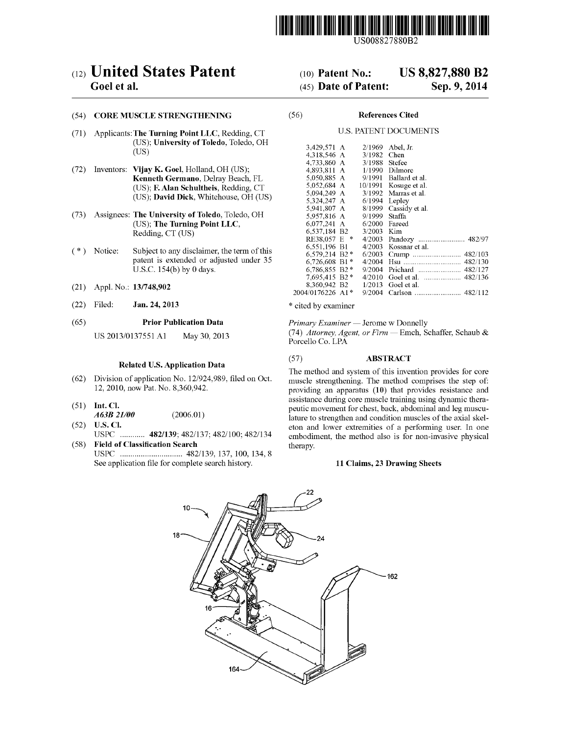US008827880B2

# (12) United States Patent
**Goel et al.**

(10) **Patent No.: US 8,827,880 B2**

(45) **Date of Patent: Sep. 9, 2014**

(54) **CORE MUSCLE STRENGTHENING**

(71) Applicants: **The Turning Point LLC**, Redding, CT (US); **University of Toledo**, Toledo, OH (US)

(72) Inventors: **Vijay K. Goel**, Holland, OH (US); **Kenneth Germano**, Delray Beach, FL (US); **F. Alan Schultheis**, Redding, CT (US); **David Dick**, Whitehouse, OH (US)

(73) Assignees: **The University of Toledo**, Toledo, OH (US); **The Turning Point LLC**, Redding, CT (US)

( * ) Notice: Subject to any disclaimer, the term of this patent is extended or adjusted under 35 U.S.C. 154(b) by 0 days.

(21) Appl. No.: **13/748,902**

(22) Filed: **Jan. 24, 2013**

(65) **Prior Publication Data**

US 2013/0137551 A1 May 30, 2013

**Related U.S. Application Data**

(62) Division of application No. 12/924,989, filed on Oct. 12, 2010, now Pat. No. 8,360,942.

(51) **Int. Cl.**
*A63B 21/00* (2006.01)

(52) **U.S. Cl.**
USPC ............ **482/139**; 482/137; 482/100; 482/134

(58) **Field of Classification Search**
USPC .............................. 482/139, 137, 100, 134, 8
See application file for complete search history.

(56) **References Cited**

U.S. PATENT DOCUMENTS

| | | | |
|---|---|---|---|
| 3,429,571 A | 2/1969 | Abel, Jr. | |
| 4,318,546 A | 3/1982 | Chen | |
| 4,733,860 A | 3/1988 | Stefee | |
| 4,893,811 A | 1/1990 | Dilmore | |
| 5,050,885 A | 9/1991 | Ballard et al. | |
| 5,052,684 A | 10/1991 | Kosuge et al. | |
| 5,094,249 A | 3/1992 | Marras et al. | |
| 5,324,247 A | 6/1994 | Lepley | |
| 5,941,807 A | 8/1999 | Cassidy et al. | |
| 5,957,816 A | 9/1999 | Staffa | |
| 6,077,241 A | 6/2000 | Fareed | |
| 6,537,184 B2 | 3/2003 | Kim | |
| RE38,057 E * | 4/2003 | Pandozy | 482/97 |
| 6,551,196 B1 | 4/2003 | Kossnar et al. | |
| 6,579,214 B2 * | 6/2003 | Crump | 482/103 |
| 6,726,608 B1 * | 4/2004 | Hsu | 482/130 |
| 6,786,855 B2 * | 9/2004 | Prichard | 482/127 |
| 7,695,415 B2 * | 4/2010 | Goel et al. | 482/136 |
| 8,360,942 B2 | 1/2013 | Goel et al. | |
| 2004/0176226 A1 * | 9/2004 | Carlson | 482/112 |

\* cited by examiner

*Primary Examiner* — Jerome w Donnelly

(74) *Attorney, Agent, or Firm* — Emch, Schaffer, Schaub & Porcello Co. LPA

(57) **ABSTRACT**

The method and system of this invention provides for core muscle strengthening. The method comprises the step of: providing an apparatus (10) that provides resistance and assistance during core muscle training using dynamic therapeutic movement for chest, back, abdominal and leg musculature to strengthen and condition muscles of the axial skeleton and lower extremities of a performing user. In one embodiment, the method also is for non-invasive physical therapy.

**11 Claims, 23 Drawing Sheets**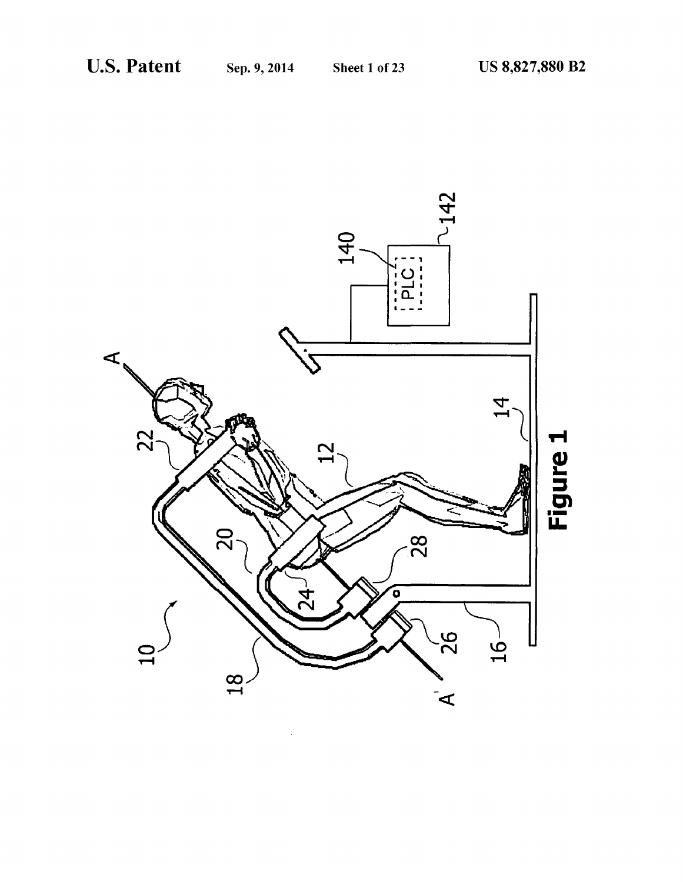Figure 1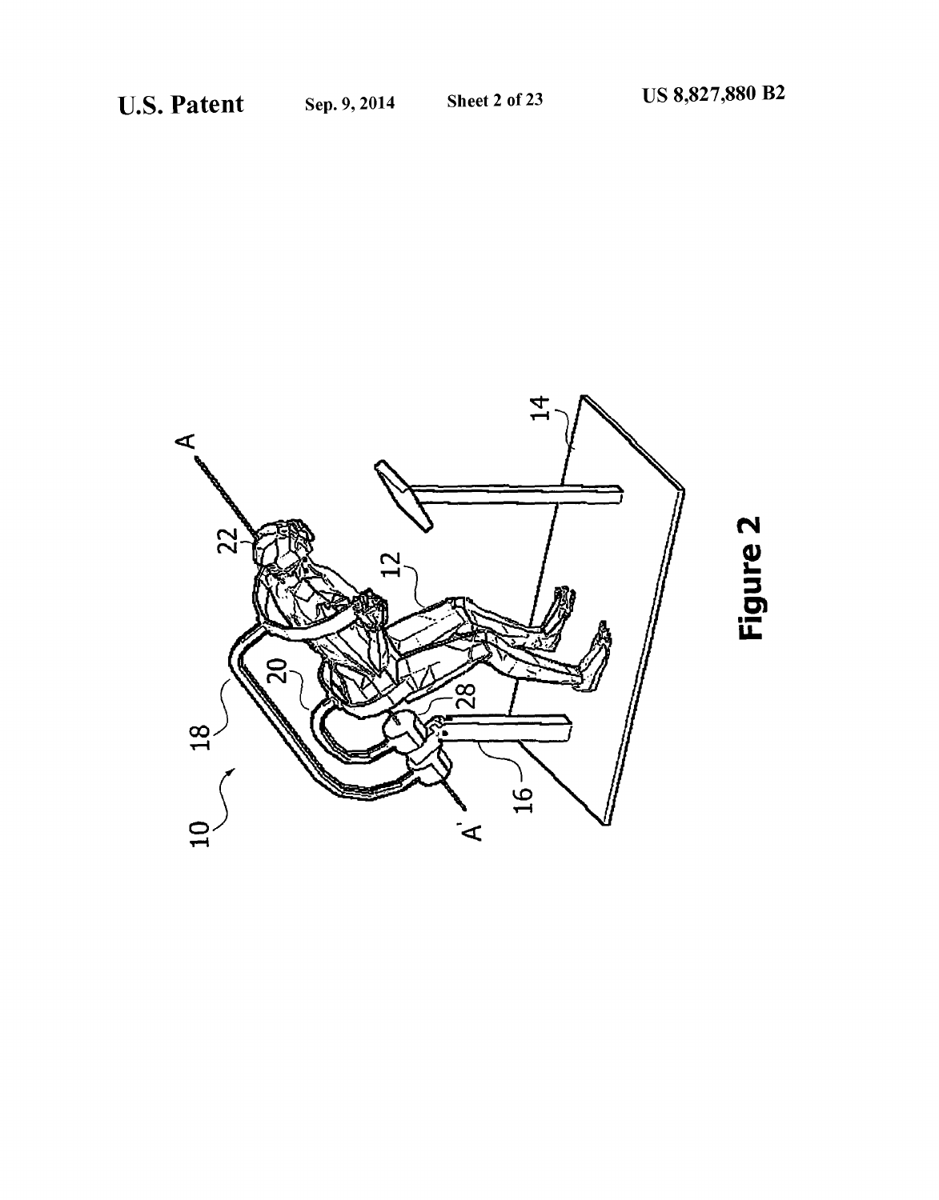Figure 2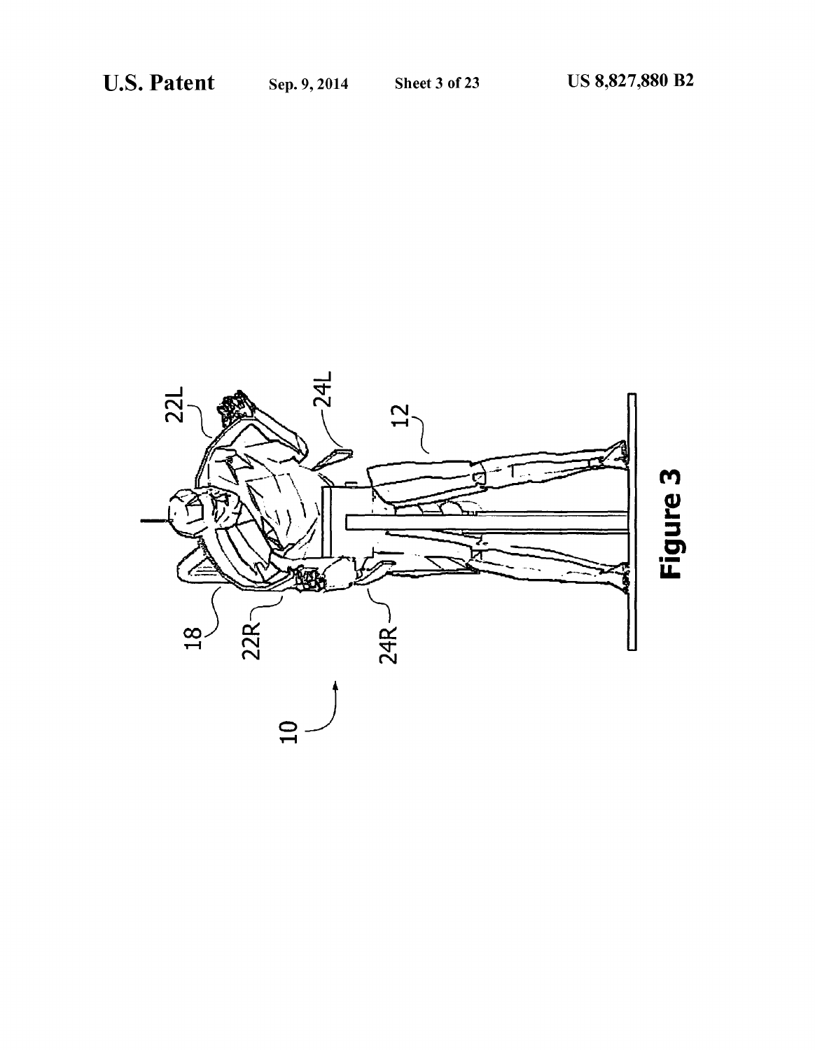Figure 3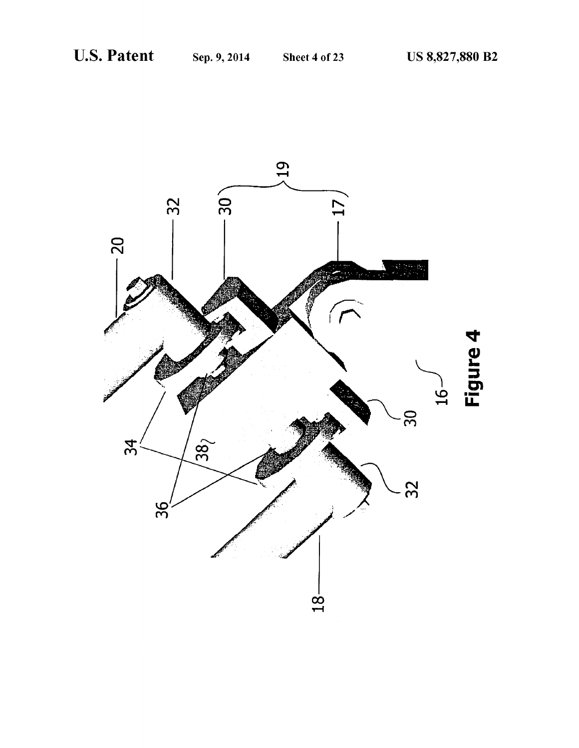Figure 4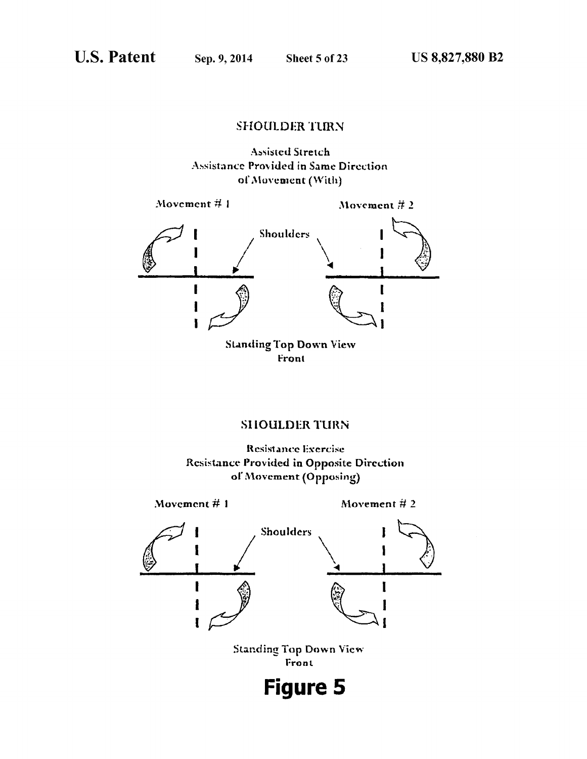## SHOULDER TURN

Assisted Stretch
Assistance Provided in Same Direction
of Movement (With)

Movement # 1

Movement # 2

Shoulders

Standing Top Down View
Front

## SHOULDER TURN

Resistance Exercise
Resistance Provided in Opposite Direction
of Movement (Opposing)

Movement # 1

Movement # 2

Shoulders

Standing Top Down View
Front

**Figure 5**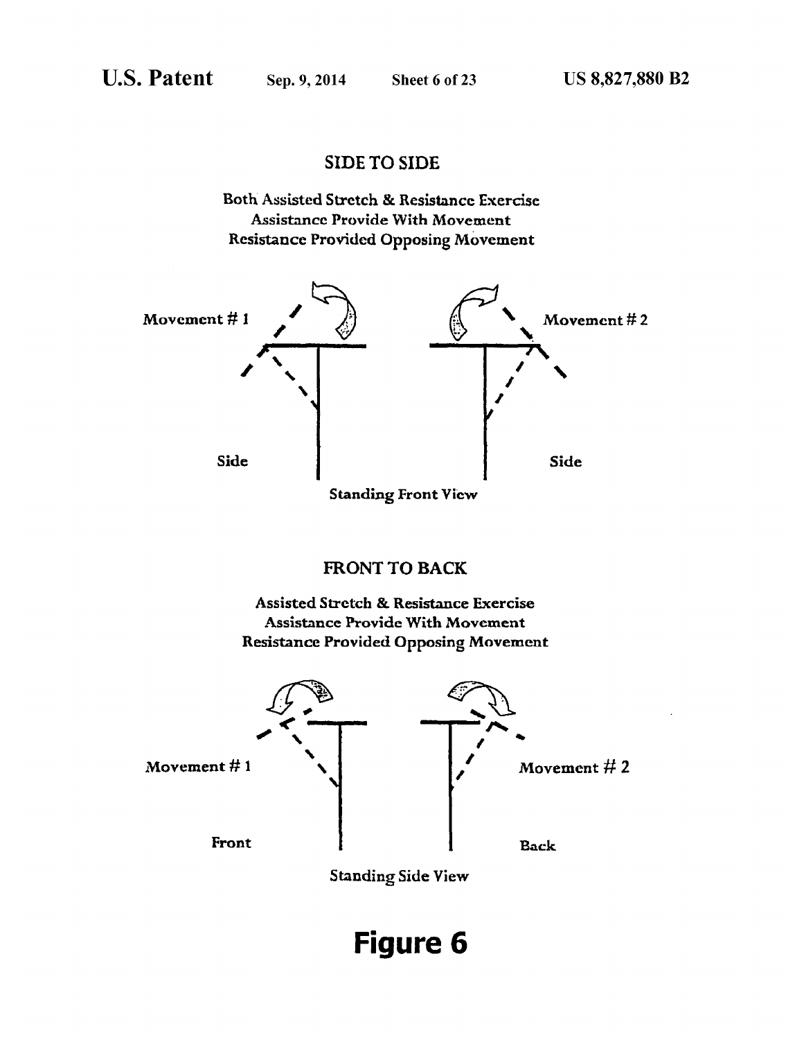## SIDE TO SIDE

Both Assisted Stretch & Resistance Exercise
Assistance Provide With Movement
Resistance Provided Opposing Movement

Movement # 1

Movement # 2

Side

Side

Standing Front View

## FRONT TO BACK

Assisted Stretch & Resistance Exercise
Assistance Provide With Movement
Resistance Provided Opposing Movement

Movement # 1

Movement # 2

Front

Back

Standing Side View

**Figure 6**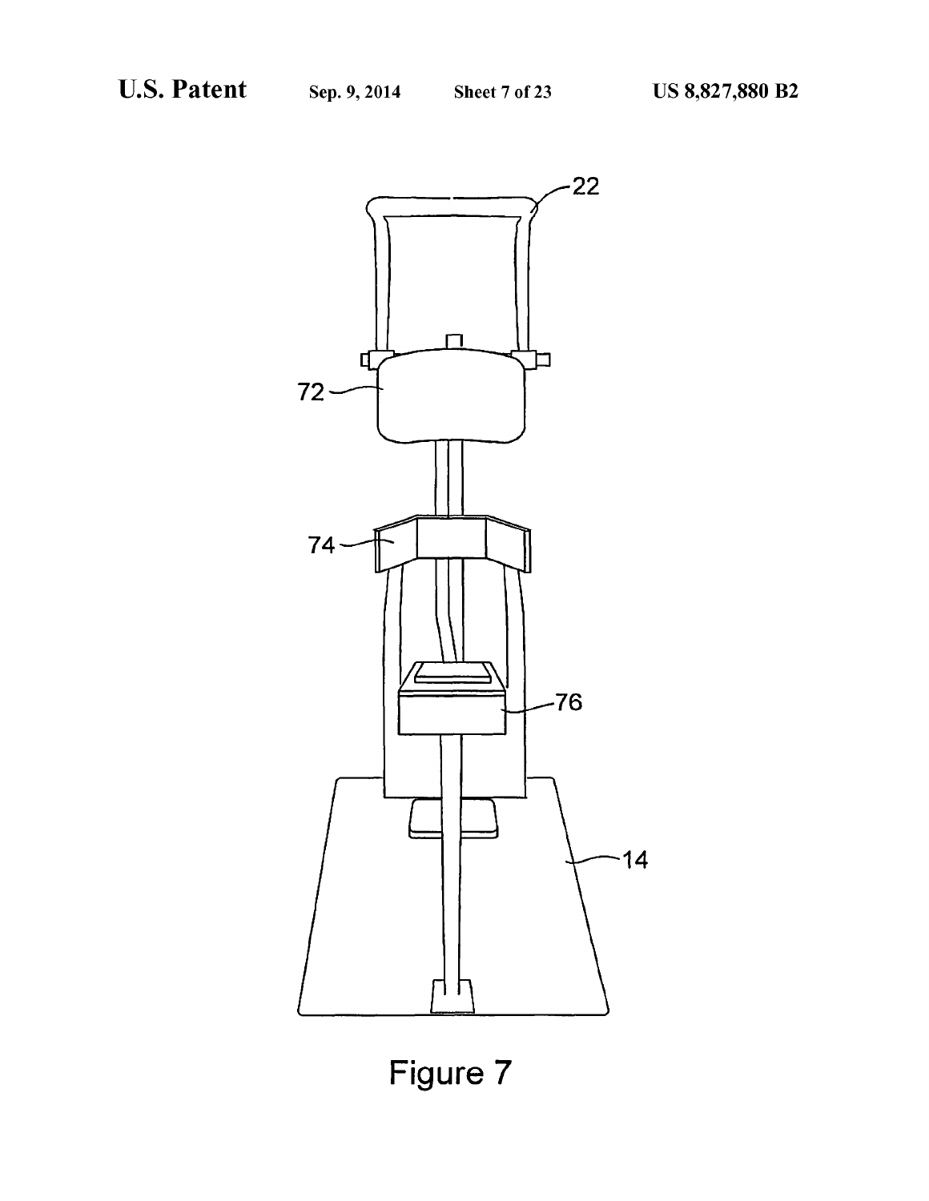22

72

74

76

14

Figure 7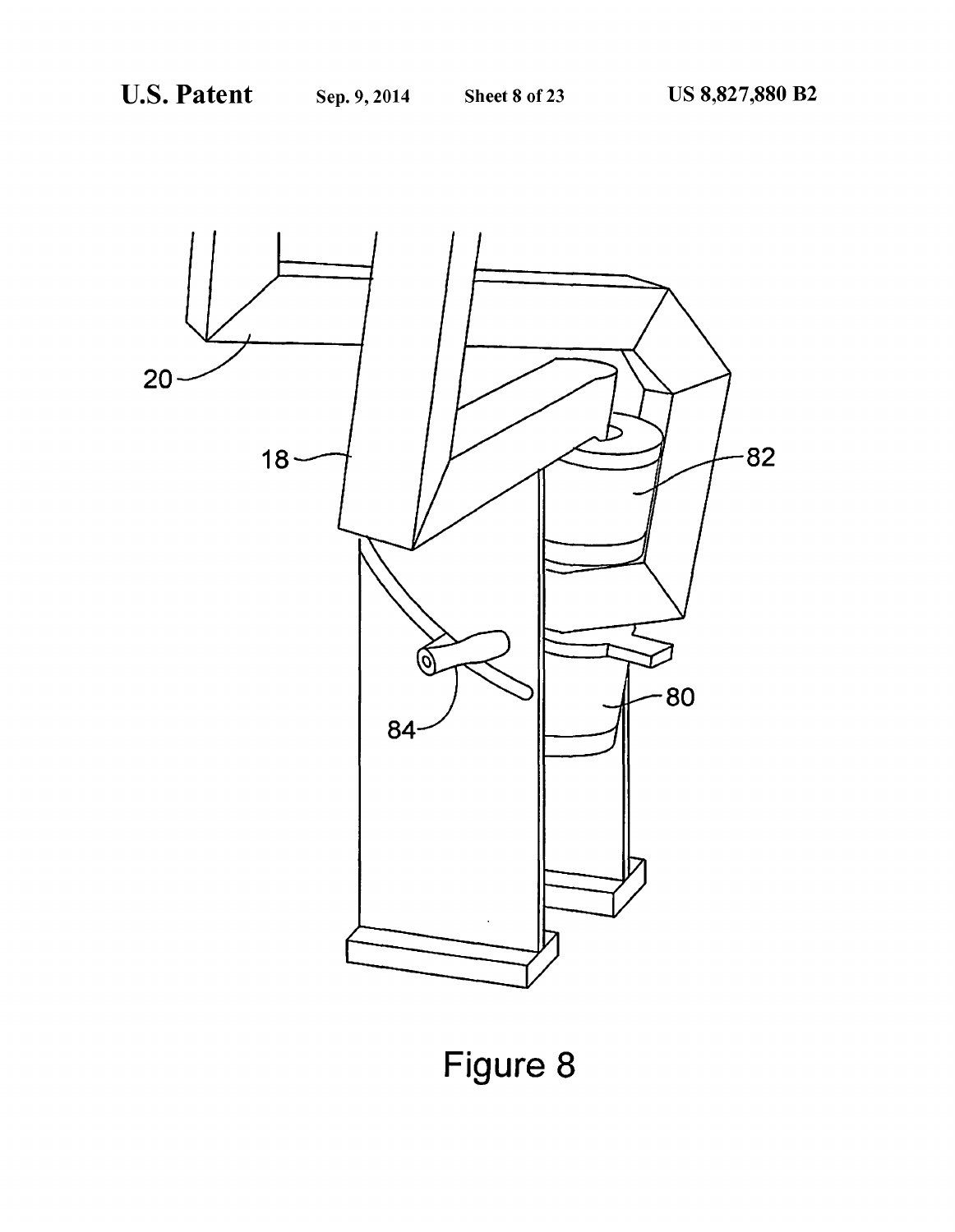Figure 8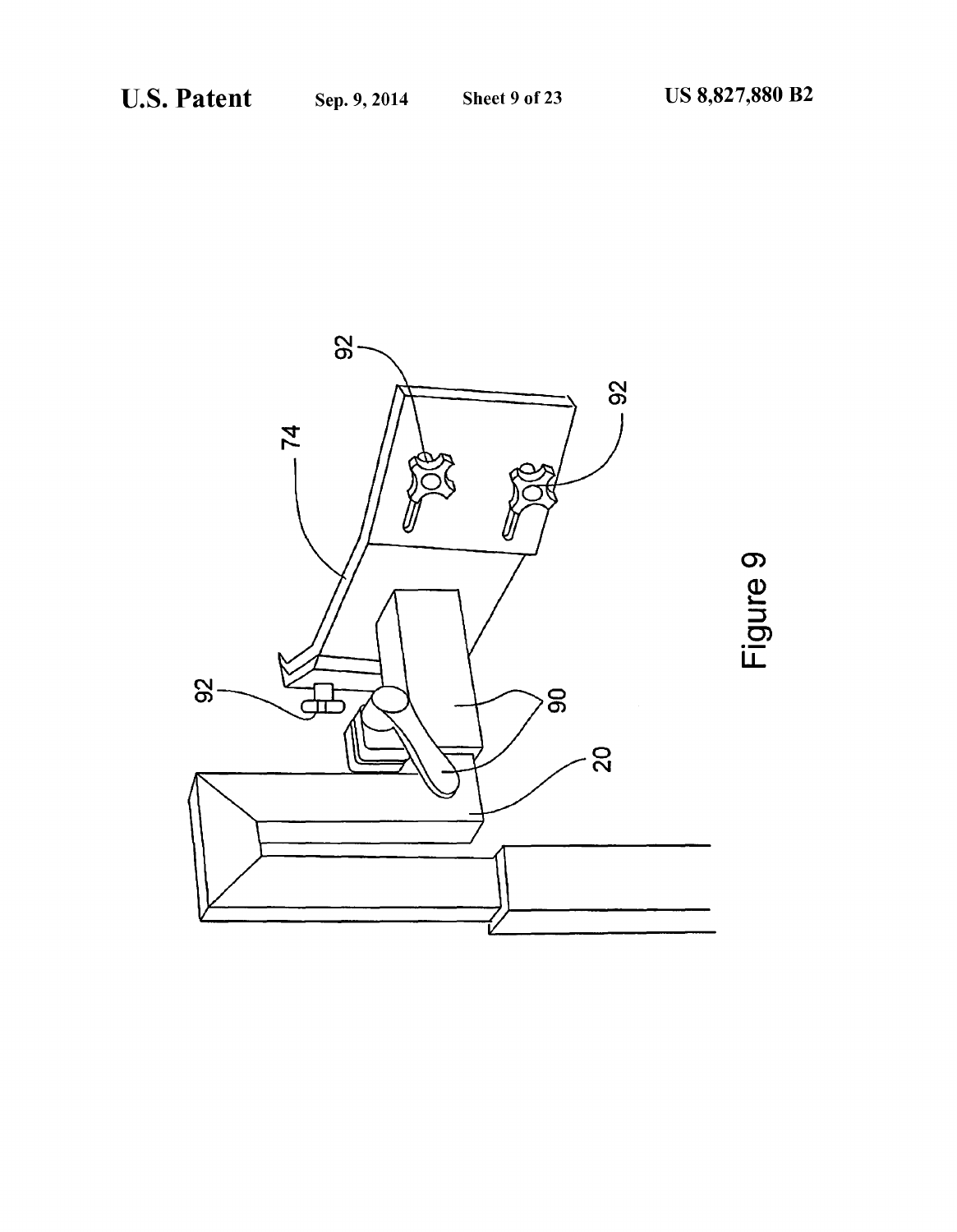Figure 9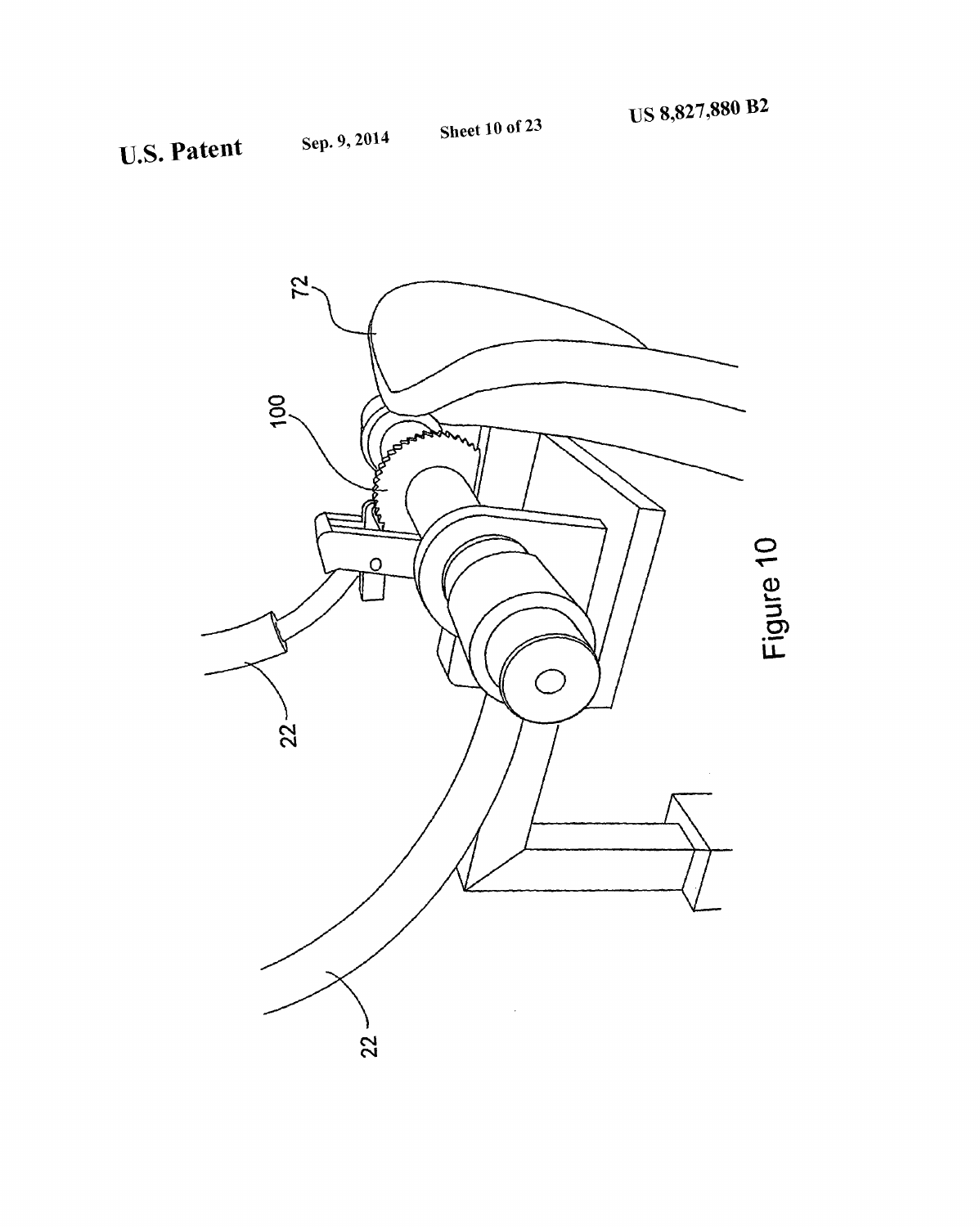Figure 10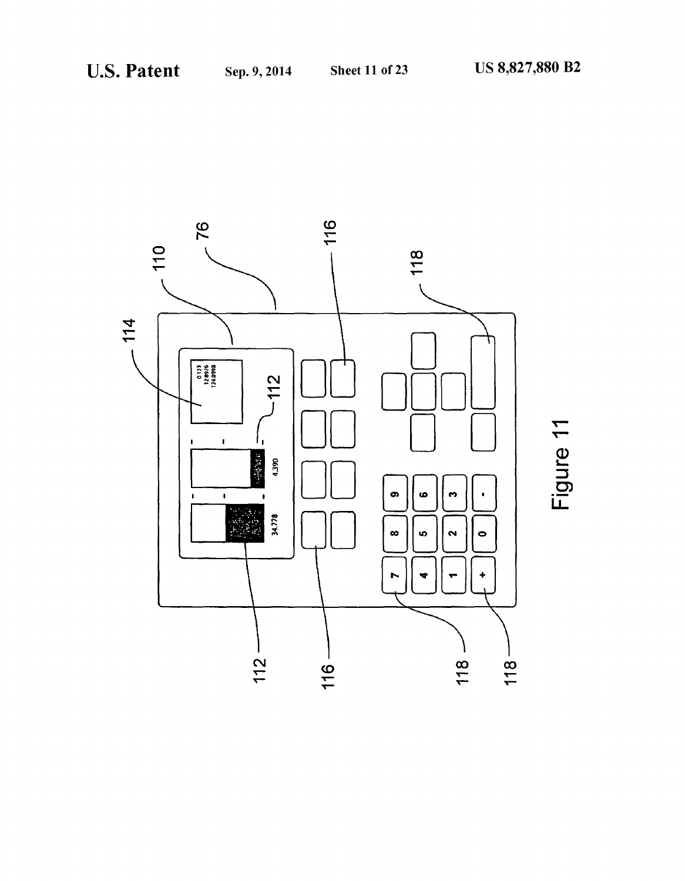Figure 11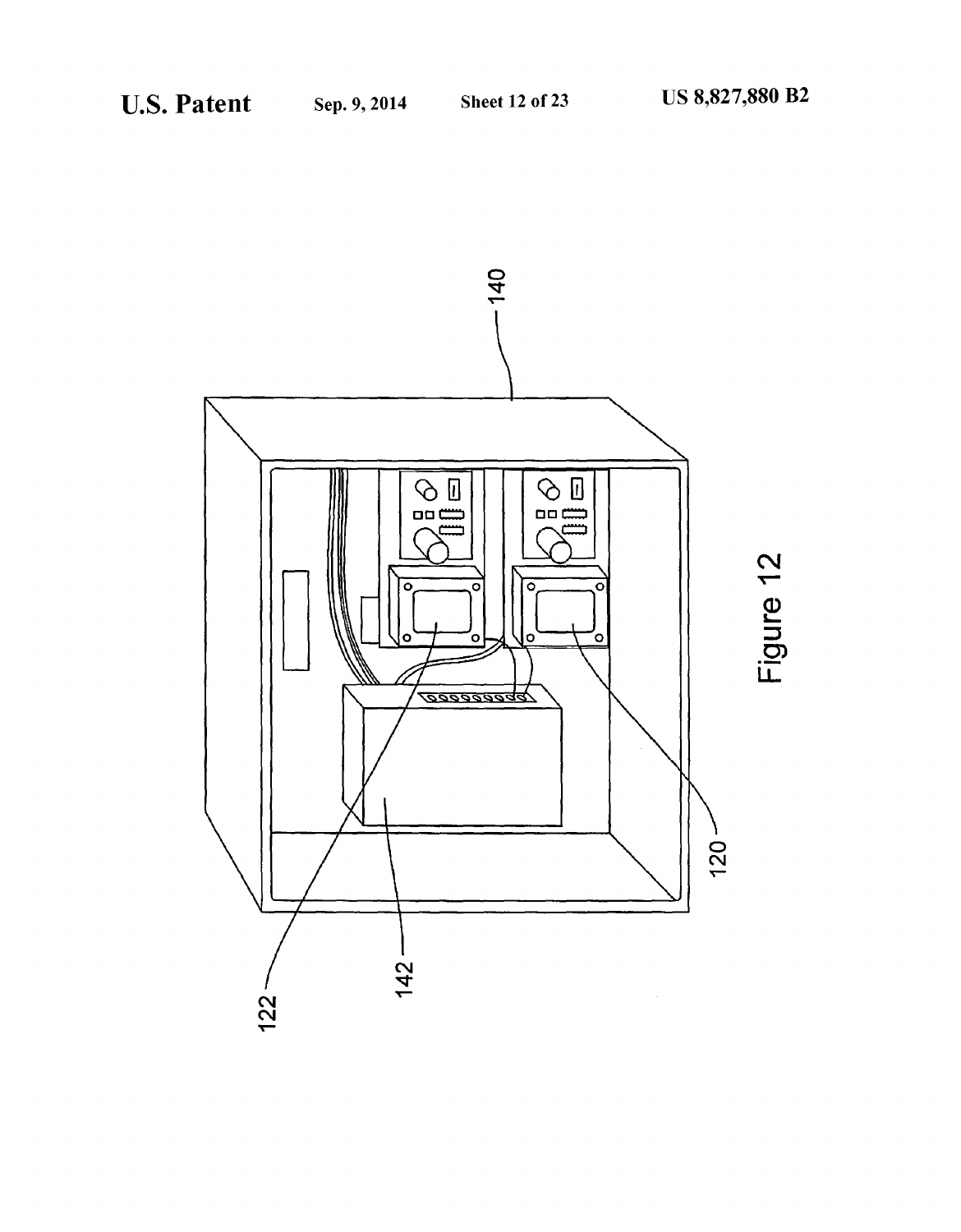140

122

142

120

Figure 12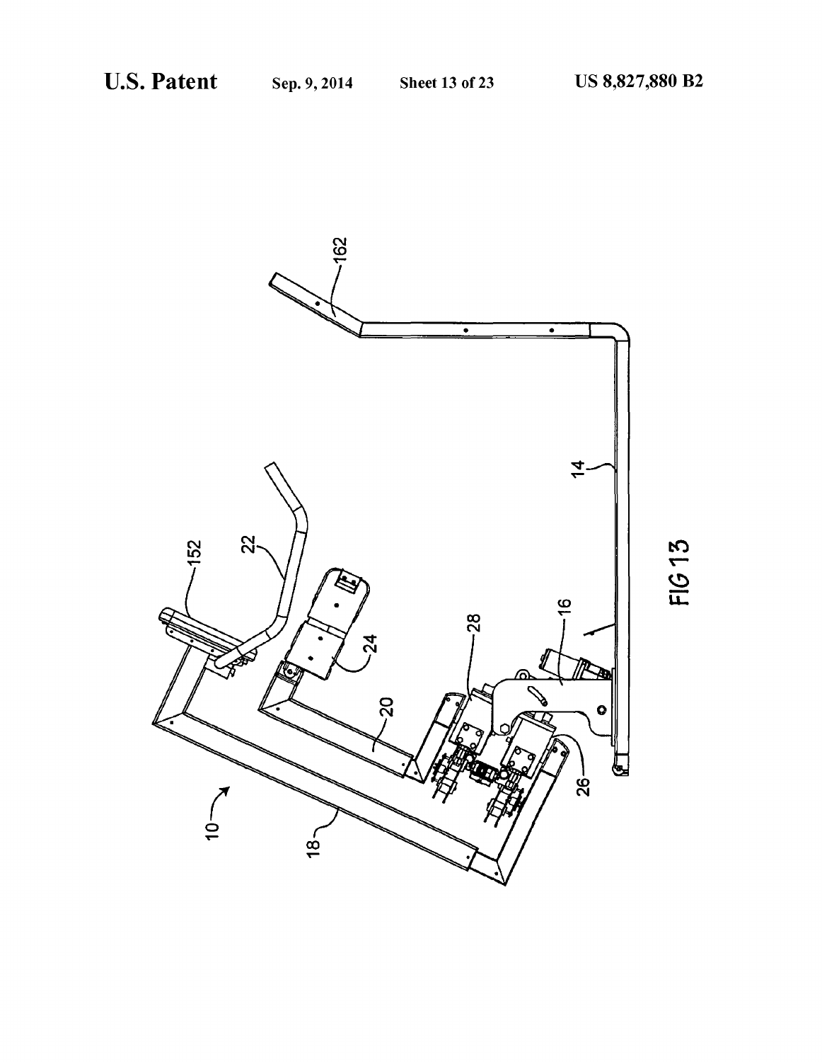FIG 13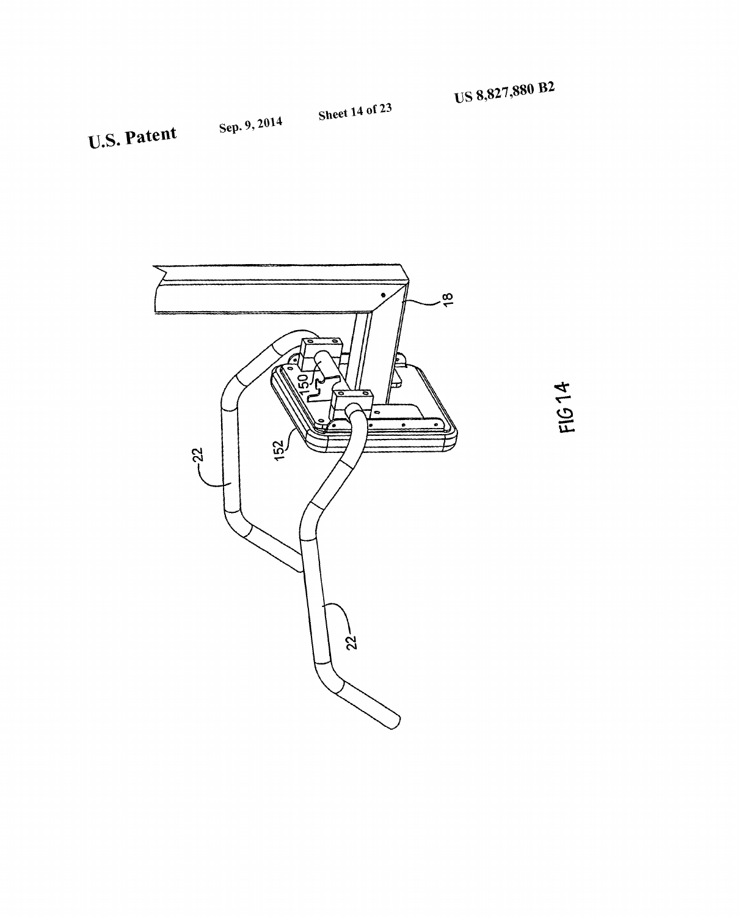FIG 14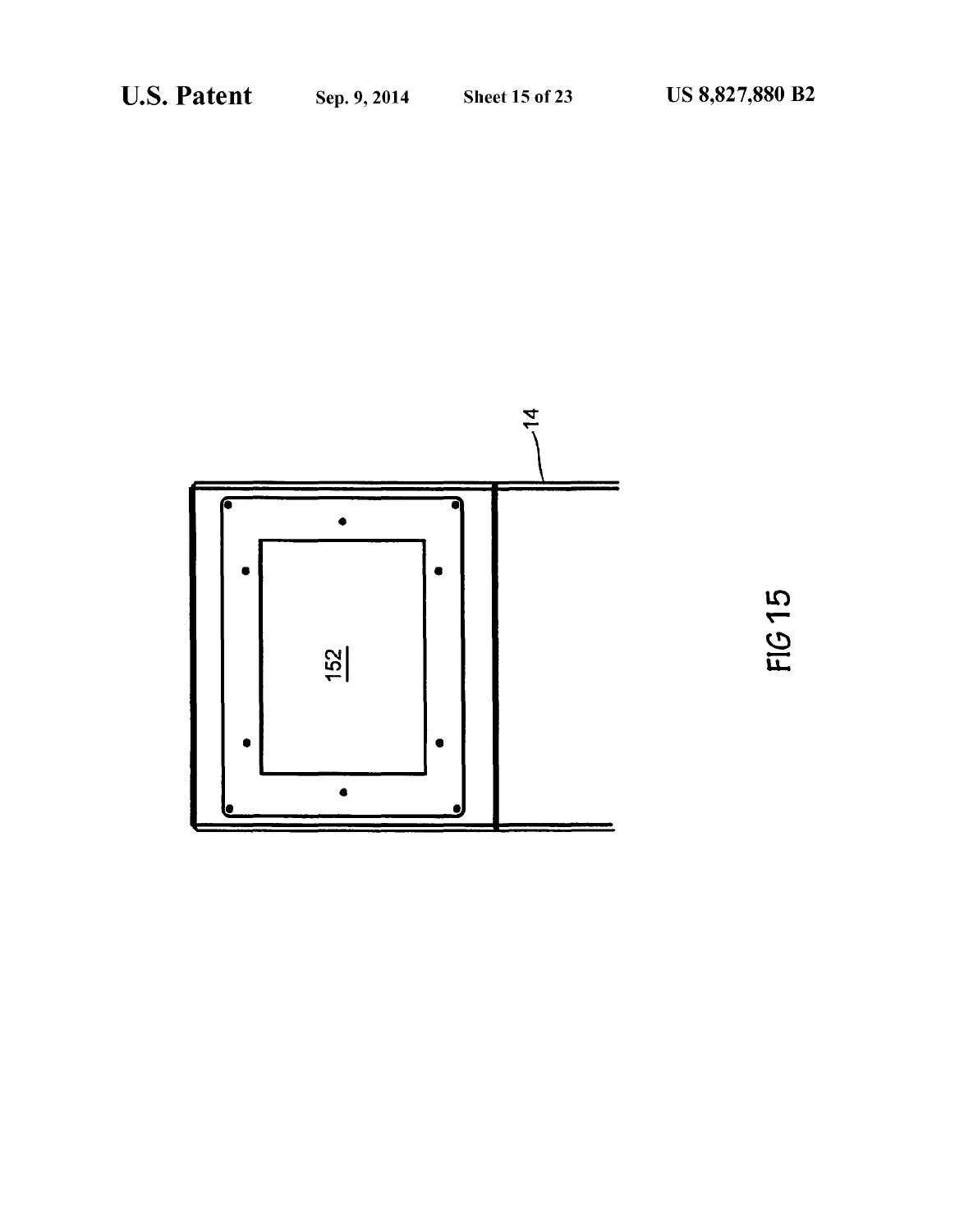14

152

FIG 15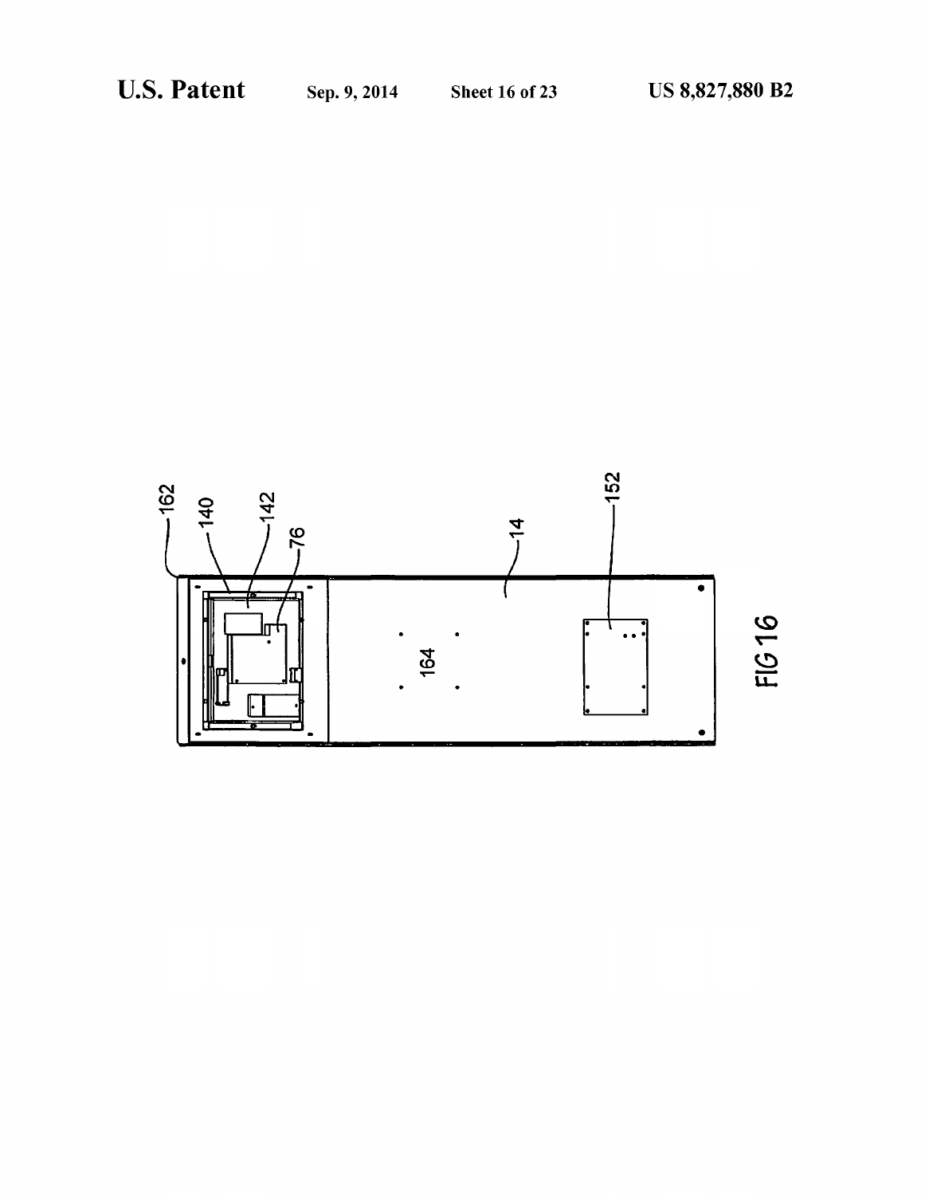FIG 16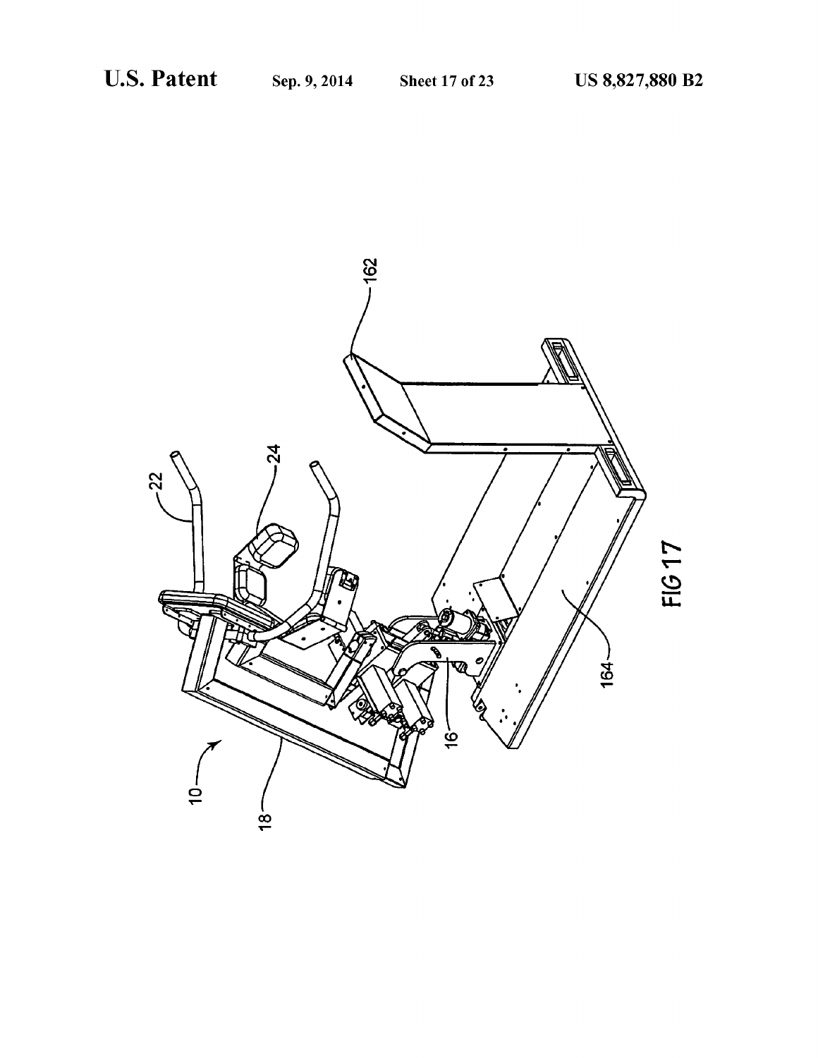FIG 17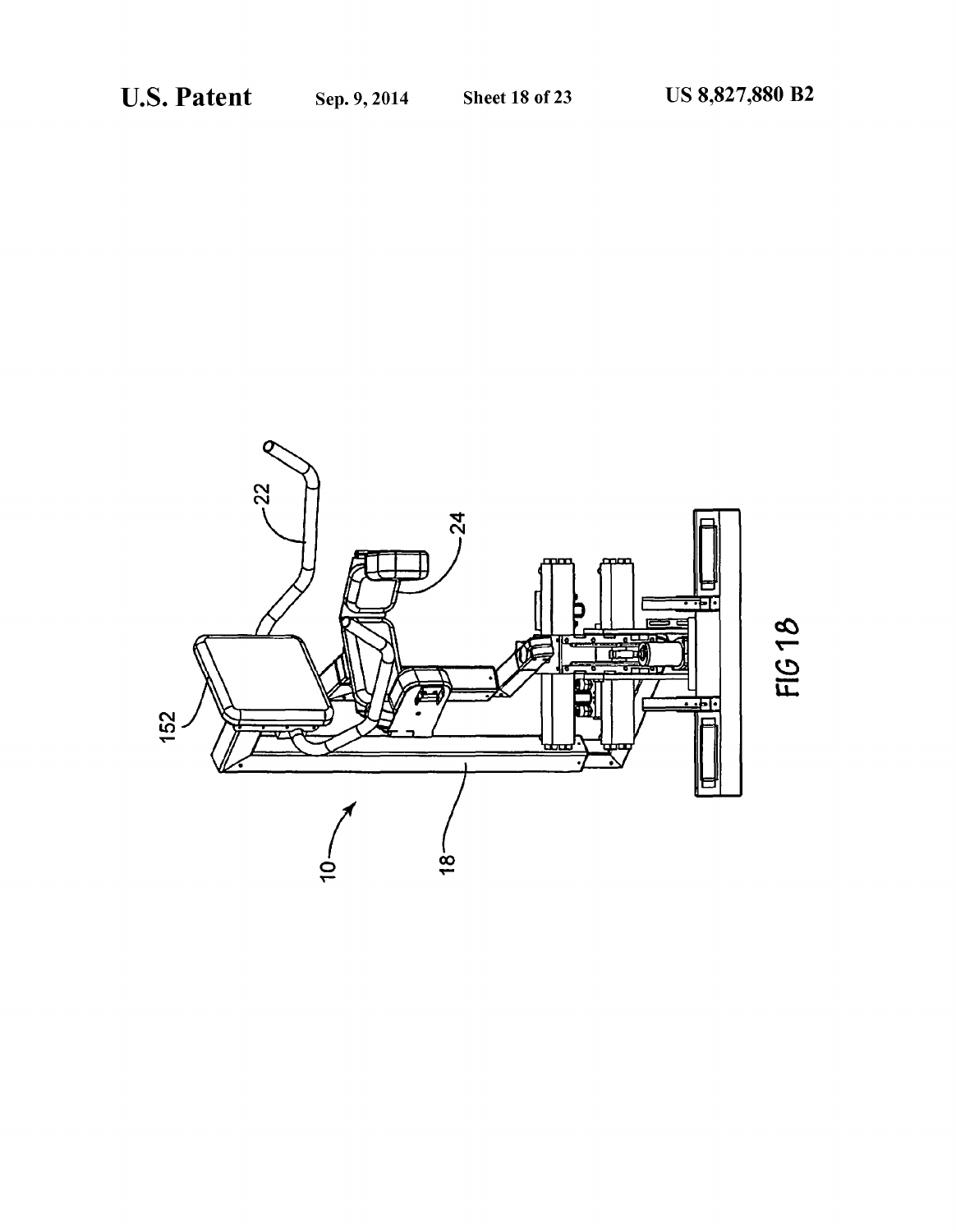FIG 18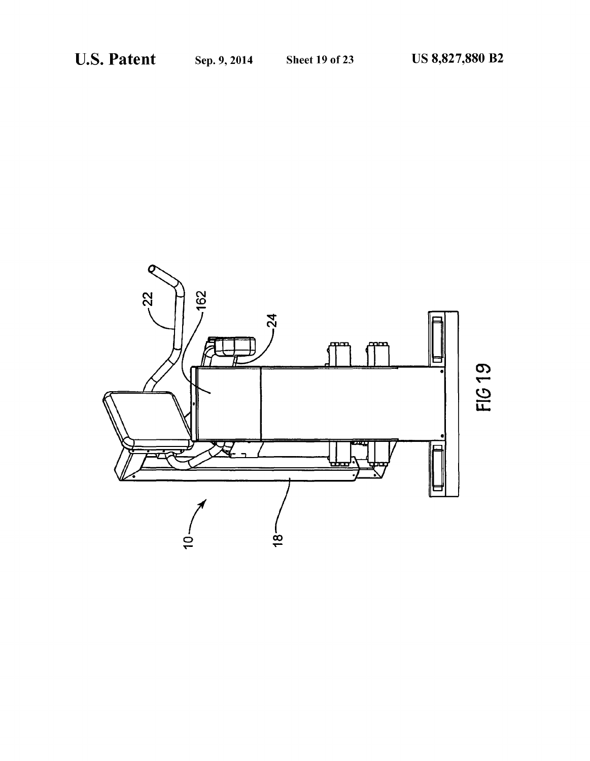FIG 19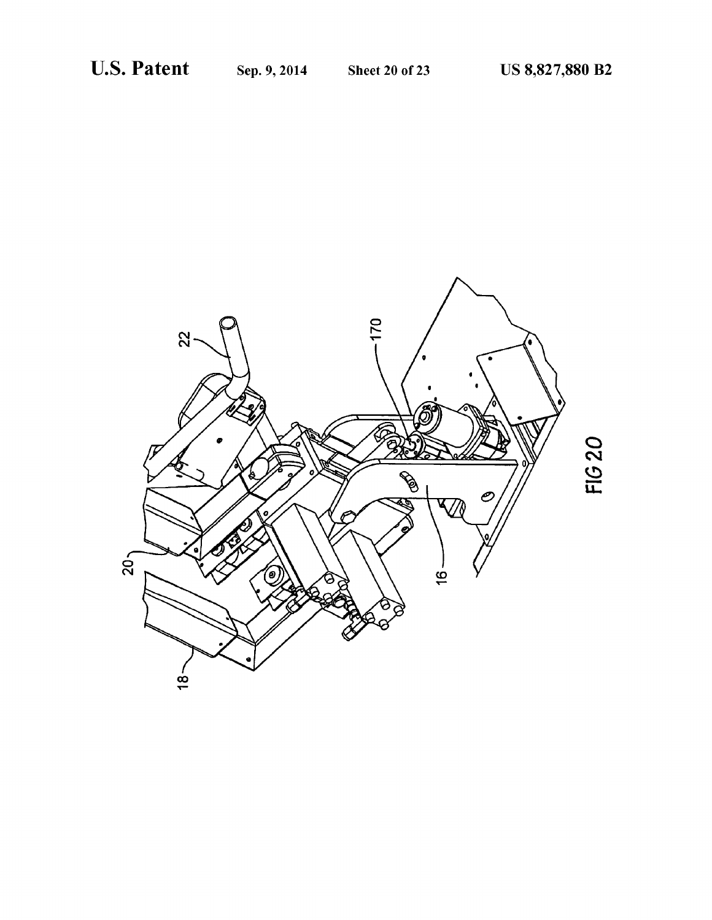FIG 20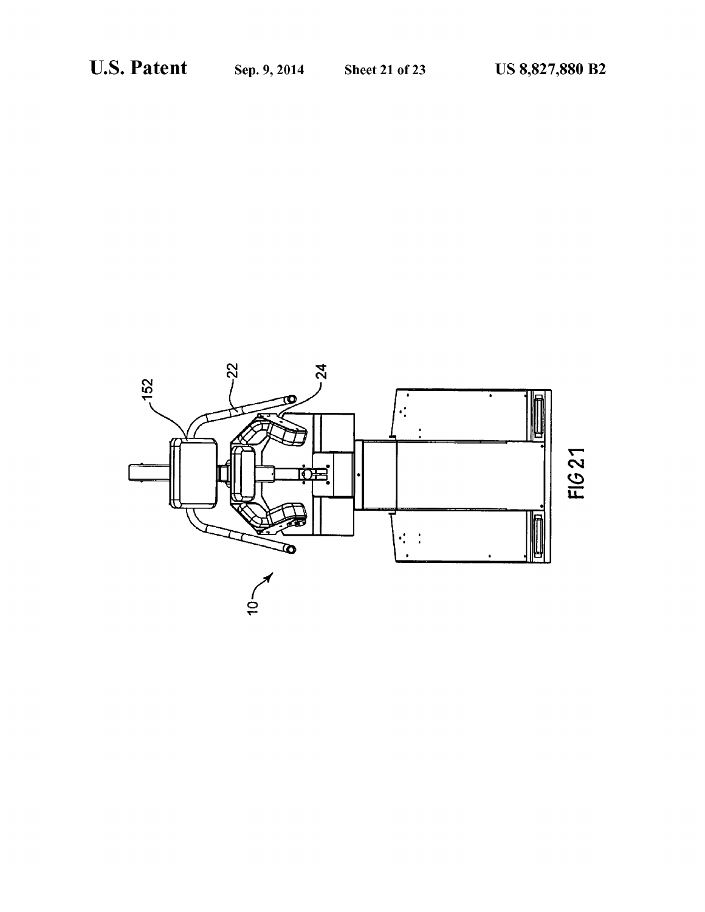FIG 21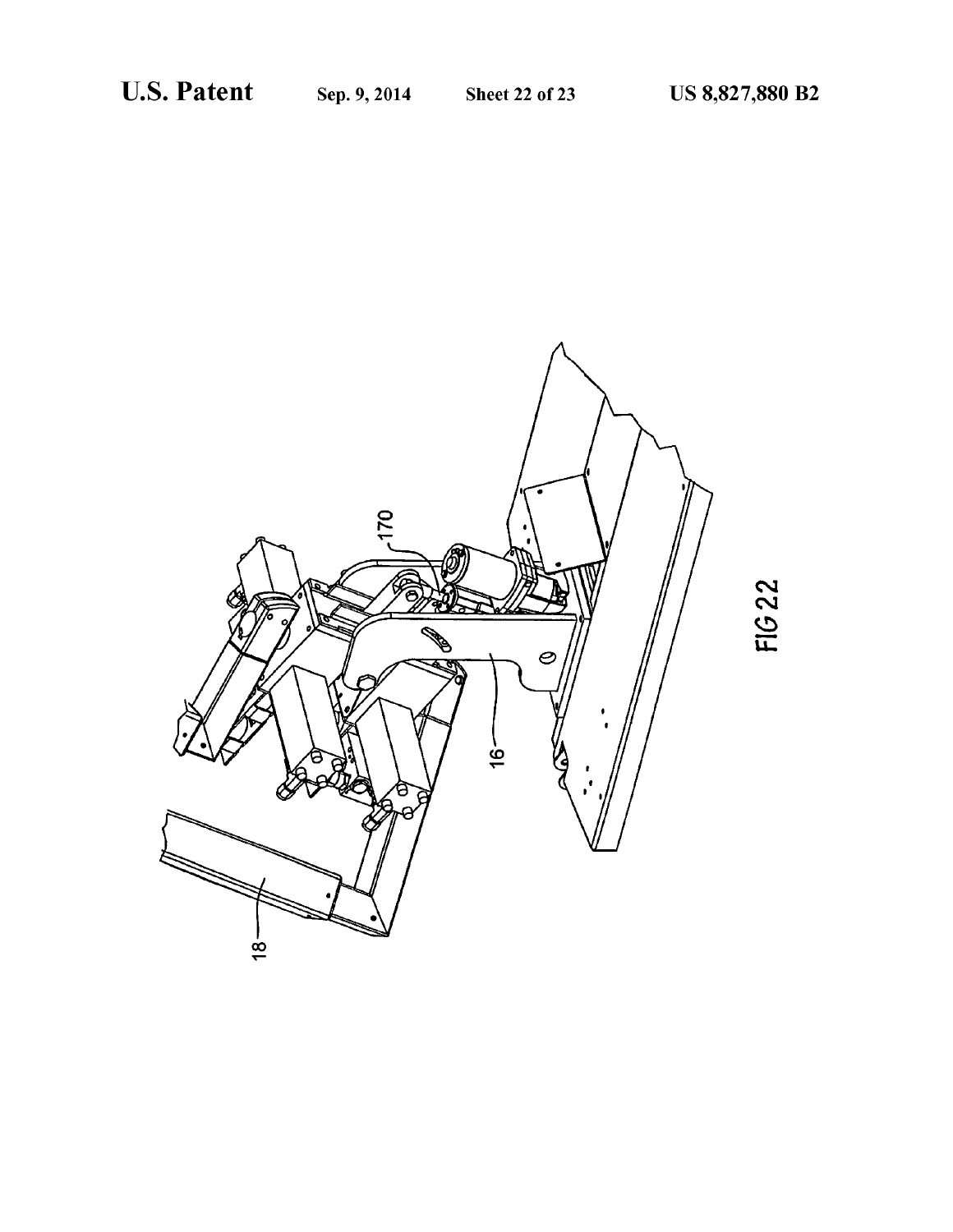FIG 22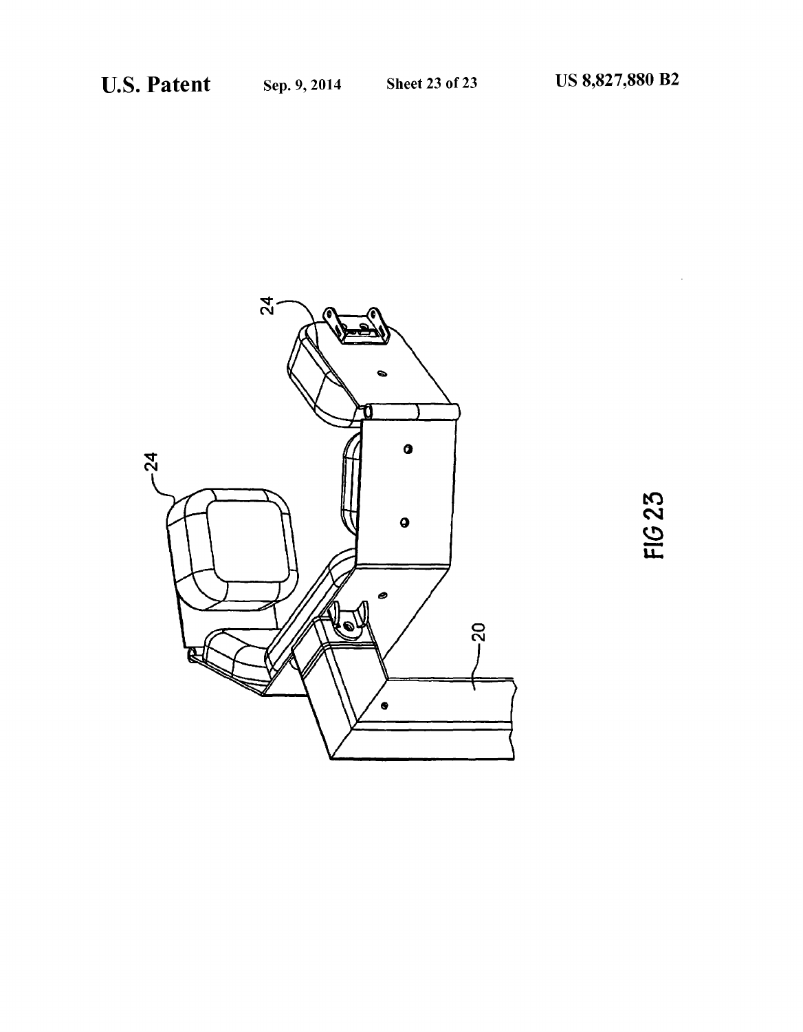FIG 23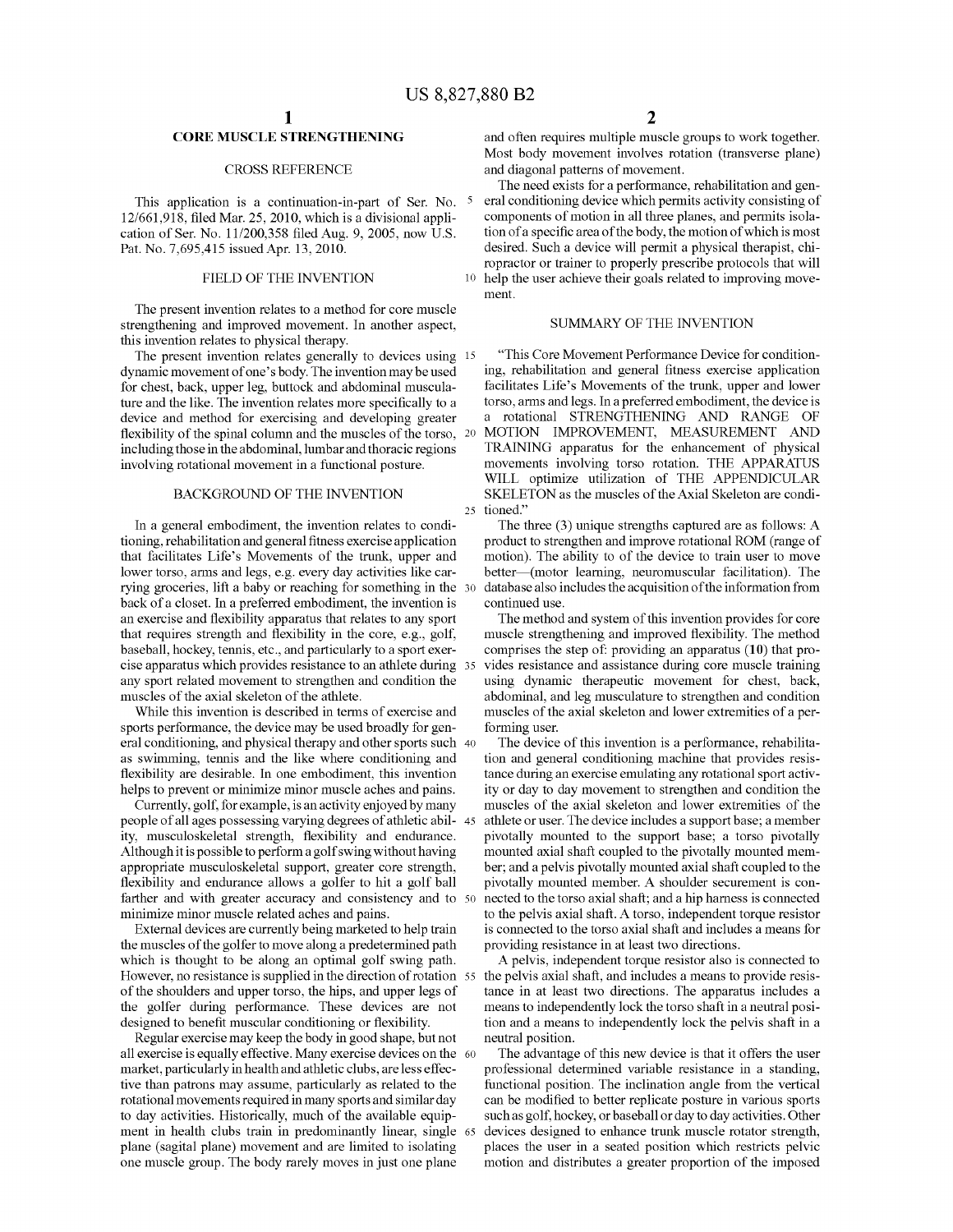# CORE MUSCLE STRENGTHENING

## CROSS REFERENCE

This application is a continuation-in-part of Ser. No. 12/661,918, filed Mar. 25, 2010, which is a divisional application of Ser. No. 11/200,358 filed Aug. 9, 2005, now U.S. Pat. No. 7,695,415 issued Apr. 13, 2010.

## FIELD OF THE INVENTION

The present invention relates to a method for core muscle strengthening and improved movement. In another aspect, this invention relates to physical therapy.

The present invention relates generally to devices using dynamic movement of one's body. The invention may be used for chest, back, upper leg, buttock and abdominal musculature and the like. The invention relates more specifically to a device and method for exercising and developing greater flexibility of the spinal column and the muscles of the torso, including those in the abdominal, lumbar and thoracic regions involving rotational movement in a functional posture.

## BACKGROUND OF THE INVENTION

In a general embodiment, the invention relates to conditioning, rehabilitation and general fitness exercise application that facilitates Life's Movements of the trunk, upper and lower torso, arms and legs, e.g. every day activities like carrying groceries, lift a baby or reaching for something in the back of a closet. In a preferred embodiment, the invention is an exercise and flexibility apparatus that relates to any sport that requires strength and flexibility in the core, e.g., golf, baseball, hockey, tennis, etc., and particularly to a sport exercise apparatus which provides resistance to an athlete during any sport related movement to strengthen and condition the muscles of the axial skeleton of the athlete.

While this invention is described in terms of exercise and sports performance, the device may be used broadly for general conditioning, and physical therapy and other sports such as swimming, tennis and the like where conditioning and flexibility are desirable. In one embodiment, this invention helps to prevent or minimize minor muscle aches and pains.

Currently, golf, for example, is an activity enjoyed by many people of all ages possessing varying degrees of athletic ability, musculoskeletal strength, flexibility and endurance. Although it is possible to perform a golf swing without having appropriate musculoskeletal support, greater core strength, flexibility and endurance allows a golfer to hit a golf ball farther and with greater accuracy and consistency and to minimize minor muscle related aches and pains.

External devices are currently being marketed to help train the muscles of the golfer to move along a predetermined path which is thought to be along an optimal golf swing path. However, no resistance is supplied in the direction of rotation of the shoulders and upper torso, the hips, and upper legs of the golfer during performance. These devices are not designed to benefit muscular conditioning or flexibility.

Regular exercise may keep the body in good shape, but not all exercise is equally effective. Many exercise devices on the market, particularly in health and athletic clubs, are less effective than patrons may assume, particularly as related to the rotational movements required in many sports and similar day to day activities. Historically, much of the available equipment in health clubs train in predominantly linear, single plane (sagital plane) movement and are limited to isolating one muscle group. The body rarely moves in just one plane and often requires multiple muscle groups to work together. Most body movement involves rotation (transverse plane) and diagonal patterns of movement.

The need exists for a performance, rehabilitation and general conditioning device which permits activity consisting of components of motion in all three planes, and permits isolation of a specific area of the body, the motion of which is most desired. Such a device will permit a physical therapist, chiropractor or trainer to properly prescribe protocols that will help the user achieve their goals related to improving movement.

## SUMMARY OF THE INVENTION

"This Core Movement Performance Device for conditioning, rehabilitation and general fitness exercise application facilitates Life's Movements of the trunk, upper and lower torso, arms and legs. In a preferred embodiment, the device is a rotational STRENGTHENING AND RANGE OF MOTION IMPROVEMENT, MEASUREMENT AND TRAINING apparatus for the enhancement of physical movements involving torso rotation. THE APPARATUS WILL optimize utilization of THE APPENDICULAR SKELETON as the muscles of the Axial Skeleton are conditioned."

The three (3) unique strengths captured are as follows: A product to strengthen and improve rotational ROM (range of motion). The ability to of the device to train user to move better—(motor learning, neuromuscular facilitation). The database also includes the acquisition of the information from continued use.

The method and system of this invention provides for core muscle strengthening and improved flexibility. The method comprises the step of: providing an apparatus (10) that provides resistance and assistance during core muscle training using dynamic therapeutic movement for chest, back, abdominal, and leg musculature to strengthen and condition muscles of the axial skeleton and lower extremities of a performing user.

The device of this invention is a performance, rehabilitation and general conditioning machine that provides resistance during an exercise emulating any rotational sport activity or day to day movement to strengthen and condition the muscles of the axial skeleton and lower extremities of the athlete or user. The device includes a support base; a member pivotally mounted to the support base; a torso pivotally mounted axial shaft coupled to the pivotally mounted member; and a pelvis pivotally mounted axial shaft coupled to the pivotally mounted member. A shoulder securement is connected to the torso axial shaft; and a hip harness is connected to the pelvis axial shaft. A torso, independent torque resistor is connected to the torso axial shaft and includes a means for providing resistance in at least two directions.

A pelvis, independent torque resistor also is connected to the pelvis axial shaft, and includes a means to provide resistance in at least two directions. The apparatus includes a means to independently lock the torso shaft in a neutral position and a means to independently lock the pelvis shaft in a neutral position.

The advantage of this new device is that it offers the user professional determined variable resistance in a standing, functional position. The inclination angle from the vertical can be modified to better replicate posture in various sports such as golf, hockey, or baseball or day to day activities. Other devices designed to enhance trunk muscle rotator strength, places the user in a seated position which restricts pelvic motion and distributes a greater proportion of the imposed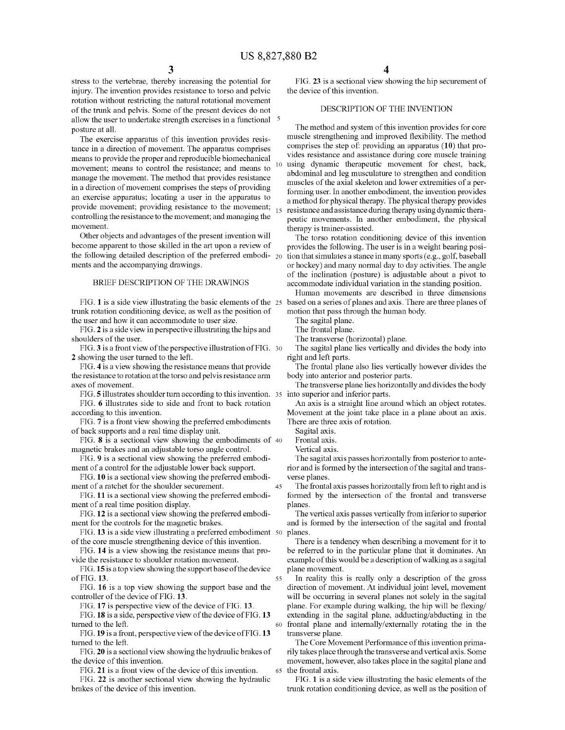stress to the vertebrae, thereby increasing the potential for injury. The invention provides resistance to torso and pelvic rotation without restricting the natural rotational movement of the trunk and pelvis. Some of the present devices do not allow the user to undertake strength exercises in a functional posture at all.

The exercise apparatus of this invention provides resistance in a direction of movement. The apparatus comprises means to provide the proper and reproducible biomechanical movement; means to control the resistance; and means to manage the movement. The method that provides resistance in a direction of movement comprises the steps of providing an exercise apparatus; locating a user in the apparatus to provide movement; providing resistance to the movement; controlling the resistance to the movement; and managing the movement.

Other objects and advantages of the present invention will become apparent to those skilled in the art upon a review of the following detailed description of the preferred embodiments and the accompanying drawings.

## BRIEF DESCRIPTION OF THE DRAWINGS

FIG. **1** is a side view illustrating the basic elements of the trunk rotation conditioning device, as well as the position of the user and how it can accommodate to user size.

FIG. **2** is a side view in perspective illustrating the hips and shoulders of the user.

FIG. **3** is a front view of the perspective illustration of FIG. **2** showing the user turned to the left.

FIG. **4** is a view showing the resistance means that provide the resistance to rotation at the torso and pelvis resistance arm axes of movement.

FIG. **5** illustrates shoulder turn according to this invention.

FIG. **6** illustrates side to side and front to back rotation according to this invention.

FIG. **7** is a front view showing the preferred embodiments of back supports and a real time display unit.

FIG. **8** is a sectional view showing the embodiments of magnetic brakes and an adjustable torso angle control.

FIG. **9** is a sectional view showing the preferred embodiment of a control for the adjustable lower back support.

FIG. **10** is a sectional view showing the preferred embodiment of a ratchet for the shoulder securement.

FIG. **11** is a sectional view showing the preferred embodiment of a real time position display.

FIG. **12** is a sectional view showing the preferred embodiment for the controls for the magnetic brakes.

FIG. **13** is a side view illustrating a preferred embodiment of the core muscle strengthening device of this invention.

FIG. **14** is a view showing the resistance means that provide the resistance to shoulder rotation movement.

FIG. **15** is a top view showing the support base of the device of FIG. **13**.

FIG. **16** is a top view showing the support base and the controller of the device of FIG. **13**.

FIG. **17** is perspective view of the device of FIG. **13**.

FIG. **18** is a side, perspective view of the device of FIG. **13** turned to the left.

FIG. **19** is a front, perspective view of the device of FIG. **13** turned to the left.

FIG. **20** is a sectional view showing the hydraulic brakes of the device of this invention.

FIG. **21** is a front view of the device of this invention.

FIG. **22** is another sectional view showing the hydraulic brakes of the device of this invention.

FIG. **23** is a sectional view showing the hip securement of the device of this invention.

## DESCRIPTION OF THE INVENTION

The method and system of this invention provides for core muscle strengthening and improved flexibility. The method comprises the step of: providing an apparatus (**10**) that provides resistance and assistance during core muscle training using dynamic therapeutic movement for chest, back, abdominal and leg musculature to strengthen and condition muscles of the axial skeleton and lower extremities of a performing user. In another embodiment, the invention provides a method for physical therapy. The physical therapy provides resistance and assistance during therapy using dynamic therapeutic movements. In another embodiment, the physical therapy is trainer-assisted.

The torso rotation conditioning device of this invention provides the following. The user is in a weight bearing position that simulates a stance in many sports (e.g., golf, baseball or hockey) and many normal day to day activities. The angle of the inclination (posture) is adjustable about a pivot to accommodate individual variation in the standing position.

Human movements are described in three dimensions based on a series of planes and axis. There are three planes of motion that pass through the human body.

The sagital plane.

The frontal plane.

The transverse (horizontal) plane.

The sagital plane lies vertically and divides the body into right and left parts.

The frontal plane also lies vertically however divides the body into anterior and posterior parts.

The transverse plane lies horizontally and divides the body into superior and inferior parts.

An axis is a straight line around which an object rotates. Movement at the joint take place in a plane about an axis. There are three axis of rotation.

Sagital axis.

Frontal axis.

Vertical axis.

The sagital axis passes horizontally from posterior to anterior and is formed by the intersection of the sagital and transverse planes.

The frontal axis passes horizontally from left to right and is formed by the intersection of the frontal and transverse planes.

The vertical axis passes vertically from inferior to superior and is formed by the intersection of the sagital and frontal planes.

There is a tendency when describing a movement for it to be referred to in the particular plane that it dominates. An example of this would be a description of walking as a sagital plane movement.

In reality this is really only a description of the gross direction of movement. At individual joint level, movement will be occurring in several planes not solely in the sagital plane. For example during walking, the hip will be flexing/extending in the sagital plane, adducting/abducting in the frontal plane and internally/externally rotating the in the transverse plane.

The Core Movement Performance of this invention primarily takes place through the transverse and vertical axis. Some movement, however, also takes place in the sagital plane and the frontal axis.

FIG. **1** is a side view illustrating the basic elements of the trunk rotation conditioning device, as well as the position of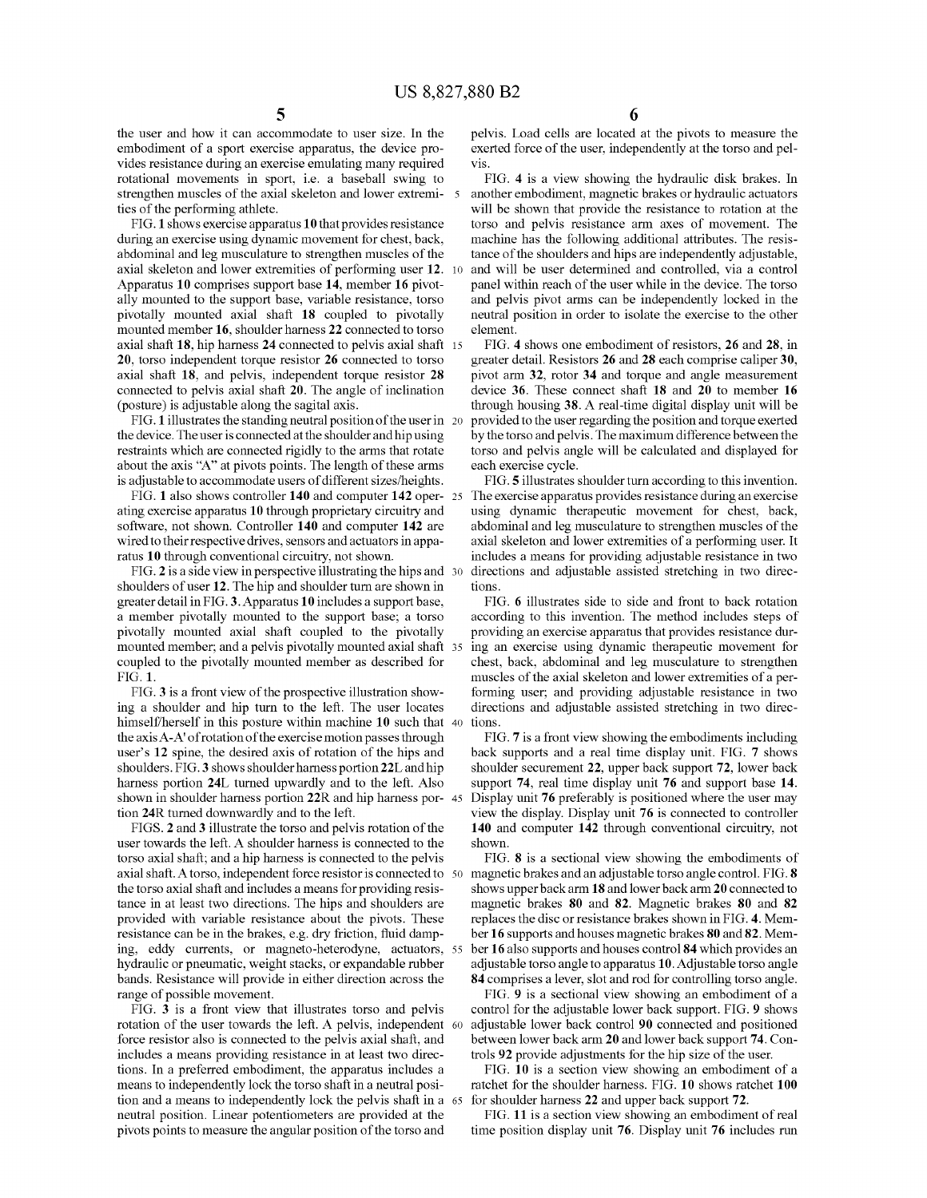the user and how it can accommodate to user size. In the embodiment of a sport exercise apparatus, the device provides resistance during an exercise emulating many required rotational movements in sport, i.e. a baseball swing to strengthen muscles of the axial skeleton and lower extremities of the performing athlete.

FIG. 1 shows exercise apparatus **10** that provides resistance during an exercise using dynamic movement for chest, back, abdominal and leg musculature to strengthen muscles of the axial skeleton and lower extremities of performing user **12**. Apparatus **10** comprises support base **14**, member **16** pivotally mounted to the support base, variable resistance, torso pivotally mounted axial shaft **18** coupled to pivotally mounted member **16**, shoulder harness **22** connected to torso axial shaft **18**, hip harness **24** connected to pelvis axial shaft **20**, torso independent torque resistor **26** connected to torso axial shaft **18**, and pelvis, independent torque resistor **28** connected to pelvis axial shaft **20**. The angle of inclination (posture) is adjustable along the sagital axis.

FIG. 1 illustrates the standing neutral position of the user in the device. The user is connected at the shoulder and hip using restraints which are connected rigidly to the arms that rotate about the axis "A" at pivots points. The length of these arms is adjustable to accommodate users of different sizes/heights.

FIG. 1 also shows controller **140** and computer **142** operating exercise apparatus **10** through proprietary circuitry and software, not shown. Controller **140** and computer **142** are wired to their respective drives, sensors and actuators in apparatus **10** through conventional circuitry, not shown.

FIG. 2 is a side view in perspective illustrating the hips and shoulders of user **12**. The hip and shoulder turn are shown in greater detail in FIG. 3. Apparatus **10** includes a support base, a member pivotally mounted to the support base; a torso pivotally mounted axial shaft coupled to the pivotally mounted member; and a pelvis pivotally mounted axial shaft coupled to the pivotally mounted member as described for FIG. 1.

FIG. 3 is a front view of the prospective illustration showing a shoulder and hip turn to the left. The user locates himself/herself in this posture within machine **10** such that the axis A-A' of rotation of the exercise motion passes through user's **12** spine, the desired axis of rotation of the hips and shoulders. FIG. 3 shows shoulder harness portion **22**L and hip harness portion **24**L turned upwardly and to the left. Also shown in shoulder harness portion **22**R and hip harness portion **24**R turned downwardly and to the left.

FIGS. 2 and 3 illustrate the torso and pelvis rotation of the user towards the left. A shoulder harness is connected to the torso axial shaft; and a hip harness is connected to the pelvis axial shaft. A torso, independent force resistor is connected to the torso axial shaft and includes a means for providing resistance in at least two directions. The hips and shoulders are provided with variable resistance about the pivots. These resistance can be in the brakes, e.g. dry friction, fluid damping, eddy currents, or magneto-heterodyne, actuators, hydraulic or pneumatic, weight stacks, or expandable rubber bands. Resistance will provide in either direction across the range of possible movement.

FIG. 3 is a front view that illustrates torso and pelvis rotation of the user towards the left. A pelvis, independent force resistor also is connected to the pelvis axial shaft, and includes a means providing resistance in at least two directions. In a preferred embodiment, the apparatus includes a means to independently lock the torso shaft in a neutral position and a means to independently lock the pelvis shaft in a neutral position. Linear potentiometers are provided at the pivots points to measure the angular position of the torso and pelvis. Load cells are located at the pivots to measure the exerted force of the user, independently at the torso and pelvis.

FIG. 4 is a view showing the hydraulic disk brakes. In another embodiment, magnetic brakes or hydraulic actuators will be shown that provide the resistance to rotation at the torso and pelvis resistance arm axes of movement. The machine has the following additional attributes. The resistance of the shoulders and hips are independently adjustable, and will be user determined and controlled, via a control panel within reach of the user while in the device. The torso and pelvis pivot arms can be independently locked in the neutral position in order to isolate the exercise to the other element.

FIG. 4 shows one embodiment of resistors, **26** and **28**, in greater detail. Resistors **26** and **28** each comprise caliper **30**, pivot arm **32**, rotor **34** and torque and angle measurement device **36**. These connect shaft **18** and **20** to member **16** through housing **38**. A real-time digital display unit will be provided to the user regarding the position and torque exerted by the torso and pelvis. The maximum difference between the torso and pelvis angle will be calculated and displayed for each exercise cycle.

FIG. 5 illustrates shoulder turn according to this invention. The exercise apparatus provides resistance during an exercise using dynamic therapeutic movement for chest, back, abdominal and leg musculature to strengthen muscles of the axial skeleton and lower extremities of a performing user. It includes a means for providing adjustable resistance in two directions and adjustable assisted stretching in two directions.

FIG. 6 illustrates side to side and front to back rotation according to this invention. The method includes steps of providing an exercise apparatus that provides resistance during an exercise using dynamic therapeutic movement for chest, back, abdominal and leg musculature to strengthen muscles of the axial skeleton and lower extremities of a performing user; and providing adjustable resistance in two directions and adjustable assisted stretching in two directions.

FIG. 7 is a front view showing the embodiments including back supports and a real time display unit. FIG. 7 shows shoulder securement **22**, upper back support **72**, lower back support **74**, real time display unit **76** and support base **14**. Display unit **76** preferably is positioned where the user may view the display. Display unit **76** is connected to controller **140** and computer **142** through conventional circuitry, not shown.

FIG. 8 is a sectional view showing the embodiments of magnetic brakes and an adjustable torso angle control. FIG. 8 shows upper back arm **18** and lower back arm **20** connected to magnetic brakes **80** and **82**. Magnetic brakes **80** and **82** replaces the disc or resistance brakes shown in FIG. 4. Member **16** supports and houses magnetic brakes **80** and **82**. Member **16** also supports and houses control **84** which provides an adjustable torso angle to apparatus **10**. Adjustable torso angle **84** comprises a lever, slot and rod for controlling torso angle.

FIG. 9 is a sectional view showing an embodiment of a control for the adjustable lower back support. FIG. 9 shows adjustable lower back control **90** connected and positioned between lower back arm **20** and lower back support **74**. Controls **92** provide adjustments for the hip size of the user.

FIG. 10 is a section view showing an embodiment of a ratchet for the shoulder harness. FIG. 10 shows ratchet **100** for shoulder harness **22** and upper back support **72**.

FIG. 11 is a section view showing an embodiment of real time position display unit **76**. Display unit **76** includes run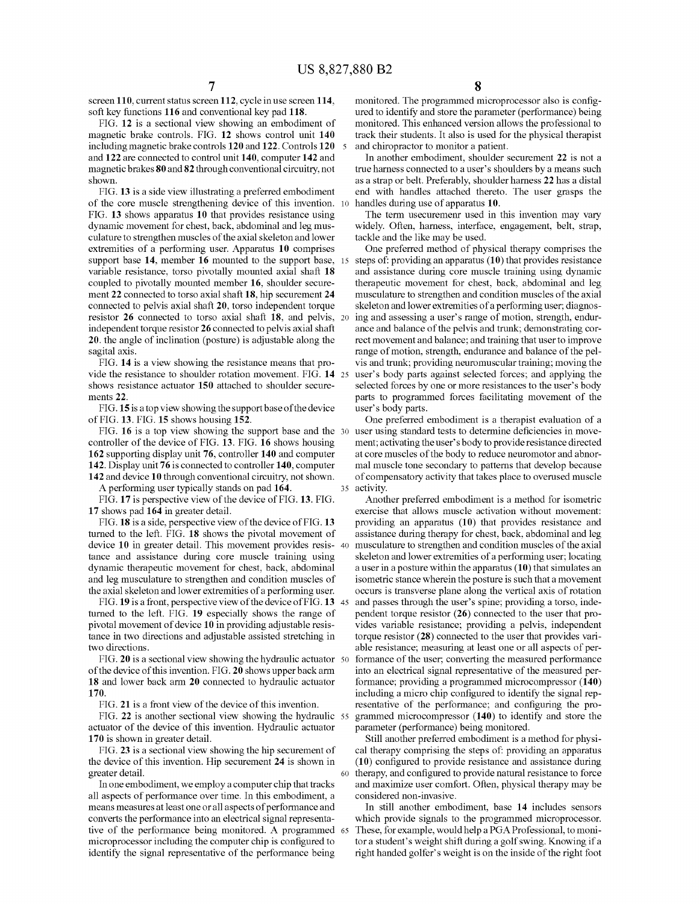screen 110, current status screen 112, cycle in use screen 114, soft key functions 116 and conventional key pad 118.

FIG. 12 is a sectional view showing an embodiment of magnetic brake controls. FIG. 12 shows control unit 140 including magnetic brake controls 120 and 122. Controls 120 and 122 are connected to control unit 140, computer 142 and magnetic brakes 80 and 82 through conventional circuitry, not shown.

FIG. 13 is a side view illustrating a preferred embodiment of the core muscle strengthening device of this invention. FIG. 13 shows apparatus 10 that provides resistance using dynamic movement for chest, back, abdominal and leg musculature to strengthen muscles of the axial skeleton and lower extremities of a performing user. Apparatus 10 comprises support base 14, member 16 mounted to the support base, variable resistance, torso pivotally mounted axial shaft 18 coupled to pivotally mounted member 16, shoulder securement 22 connected to torso axial shaft 18, hip securement 24 connected to pelvis axial shaft 20, torso independent torque resistor 26 connected to torso axial shaft 18, and pelvis, independent torque resistor 26 connected to pelvis axial shaft 20. the angle of inclination (posture) is adjustable along the sagital axis.

FIG. 14 is a view showing the resistance means that provide the resistance to shoulder rotation movement. FIG. 14 shows resistance actuator 150 attached to shoulder securements 22.

FIG. 15 is a top view showing the support base of the device of FIG. 13. FIG. 15 shows housing 152.

FIG. 16 is a top view showing the support base and the controller of the device of FIG. 13. FIG. 16 shows housing 162 supporting display unit 76, controller 140 and computer 142. Display unit 76 is connected to controller 140, computer 142 and device 10 through conventional circuitry, not shown.

A performing user typically stands on pad 164.

FIG. 17 is perspective view of the device of FIG. 13. FIG. 17 shows pad 164 in greater detail.

FIG. 18 is a side, perspective view of the device of FIG. 13 turned to the left. FIG. 18 shows the pivotal movement of device 10 in greater detail. This movement provides resistance and assistance during core muscle training using dynamic therapeutic movement for chest, back, abdominal and leg musculature to strengthen and condition muscles of the axial skeleton and lower extremities of a performing user.

FIG. 19 is a front, perspective view of the device of FIG. 13 turned to the left. FIG. 19 especially shows the range of pivotal movement of device 10 in providing adjustable resistance in two directions and adjustable assisted stretching in two directions.

FIG. 20 is a sectional view showing the hydraulic actuator of the device of this invention. FIG. 20 shows upper back arm 18 and lower back arm 20 connected to hydraulic actuator 170.

FIG. 21 is a front view of the device of this invention.

FIG. 22 is another sectional view showing the hydraulic actuator of the device of this invention. Hydraulic actuator 170 is shown in greater detail.

FIG. 23 is a sectional view showing the hip securement of the device of this invention. Hip securement 24 is shown in greater detail.

In one embodiment, we employ a computer chip that tracks all aspects of performance over time. In this embodiment, a means measures at least one or all aspects of performance and converts the performance into an electrical signal representative of the performance being monitored. A programmed microprocessor including the computer chip is configured to identify the signal representative of the performance being monitored. The programmed microprocessor also is configured to identify and store the parameter (performance) being monitored. This enhanced version allows the professional to track their students. It also is used for the physical therapist and chiropractor to monitor a patient.

In another embodiment, shoulder securement 22 is not a true harness connected to a user's shoulders by a means such as a strap or belt. Preferably, shoulder harness 22 has a distal end with handles attached thereto. The user grasps the handles during use of apparatus 10.

The term usecuremenr used in this invention may vary widely. Often, harness, interface, engagement, belt, strap, tackle and the like may be used.

One preferred method of physical therapy comprises the steps of: providing an apparatus (10) that provides resistance and assistance during core muscle training using dynamic therapeutic movement for chest, back, abdominal and leg musculature to strengthen and condition muscles of the axial skeleton and lower extremities of a performing user; diagnosing and assessing a user's range of motion, strength, endurance and balance of the pelvis and trunk; demonstrating correct movement and balance; and training that user to improve range of motion, strength, endurance and balance of the pelvis and trunk; providing neuromuscular training; moving the user's body parts against selected forces; and applying the selected forces by one or more resistances to the user's body parts to programmed forces facilitating movement of the user's body parts.

One preferred embodiment is a therapist evaluation of a user using standard tests to determine deficiencies in movement; activating the user's body to provide resistance directed at core muscles of the body to reduce neuromotor and abnormal muscle tone secondary to patterns that develop because of compensatory activity that takes place to overused muscle activity.

Another preferred embodiment is a method for isometric exercise that allows muscle activation without movement: providing an apparatus (10) that provides resistance and assistance during therapy for chest, back, abdominal and leg musculature to strengthen and condition muscles of the axial skeleton and lower extremities of a performing user; locating a user in a posture within the apparatus (10) that simulates an isometric stance wherein the posture is such that a movement occurs is transverse plane along the vertical axis of rotation and passes through the user's spine; providing a torso, independent torque resistor (26) connected to the user that provides variable resistance; providing a pelvis, independent torque resistor (28) connected to the user that provides variable resistance; measuring at least one or all aspects of performance of the user; converting the measured performance into an electrical signal representative of the measured performance; providing a programmed microcompressor (140) including a micro chip configured to identify the signal representative of the performance; and configuring the programmed microcompressor (140) to identify and store the parameter (performance) being monitored.

Still another preferred embodiment is a method for physical therapy comprising the steps of: providing an apparatus (10) configured to provide resistance and assistance during therapy, and configured to provide natural resistance to force and maximize user comfort. Often, physical therapy may be considered non-invasive.

In still another embodiment, base 14 includes sensors which provide signals to the programmed microprocessor. These, for example, would help a PGA Professional, to monitor a student's weight shift during a golf swing. Knowing if a right handed golfer's weight is on the inside of the right foot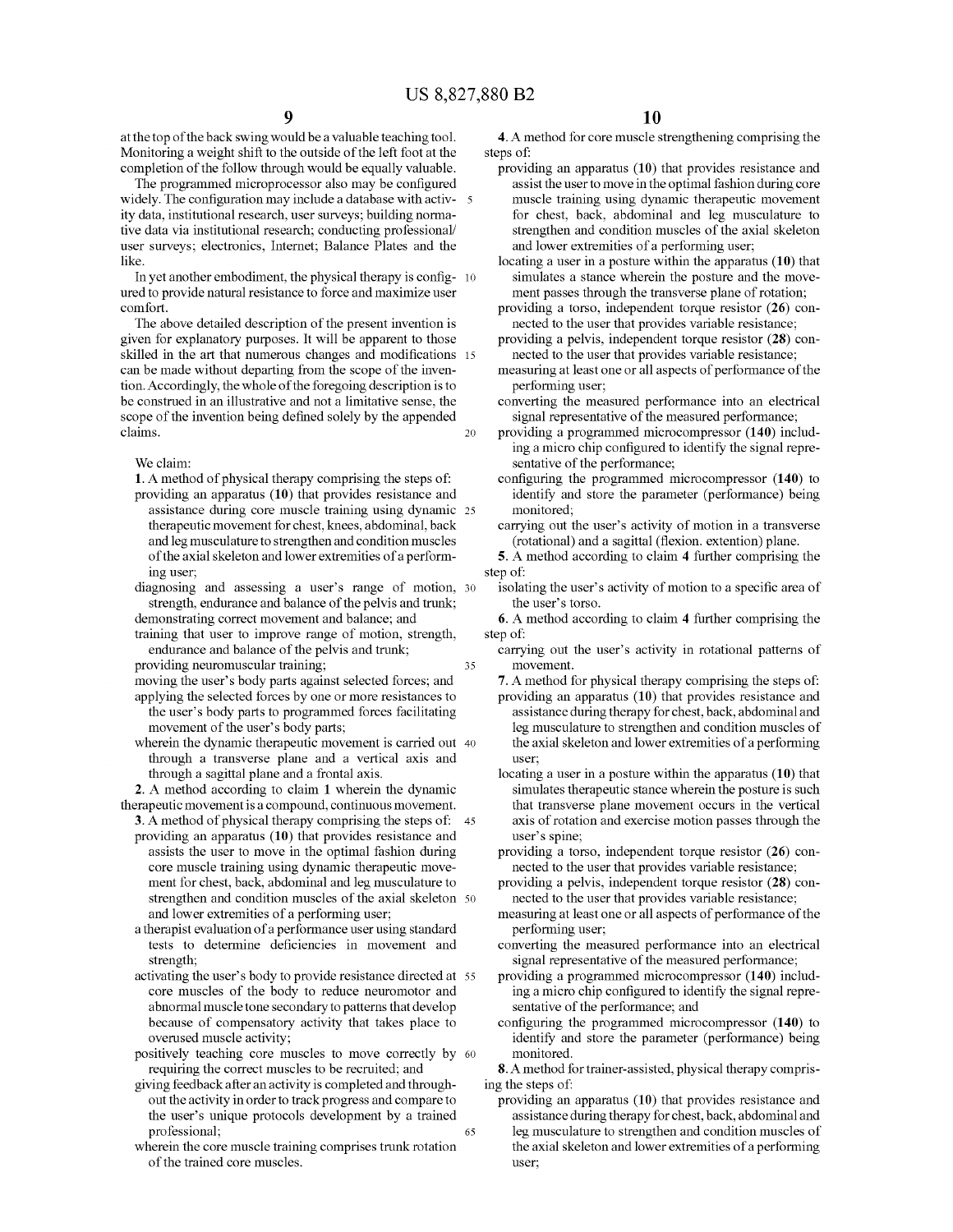at the top of the back swing would be a valuable teaching tool. Monitoring a weight shift to the outside of the left foot at the completion of the follow through would be equally valuable.

The programmed microprocessor also may be configured widely. The configuration may include a database with activity data, institutional research, user surveys; building normative data via institutional research; conducting professional/user surveys; electronics, Internet; Balance Plates and the like.

In yet another embodiment, the physical therapy is configured to provide natural resistance to force and maximize user comfort.

The above detailed description of the present invention is given for explanatory purposes. It will be apparent to those skilled in the art that numerous changes and modifications can be made without departing from the scope of the invention. Accordingly, the whole of the foregoing description is to be construed in an illustrative and not a limitative sense, the scope of the invention being defined solely by the appended claims.

We claim:

1. A method of physical therapy comprising the steps of:
   - providing an apparatus (**10**) that provides resistance and assistance during core muscle training using dynamic therapeutic movement for chest, knees, abdominal, back and leg musculature to strengthen and condition muscles of the axial skeleton and lower extremities of a performing user;
   - diagnosing and assessing a user's range of motion, strength, endurance and balance of the pelvis and trunk;
   - demonstrating correct movement and balance; and
   - training that user to improve range of motion, strength, endurance and balance of the pelvis and trunk;
   - providing neuromuscular training;
   - moving the user's body parts against selected forces; and
   - applying the selected forces by one or more resistances to the user's body parts to programmed forces facilitating movement of the user's body parts;
   - wherein the dynamic therapeutic movement is carried out through a transverse plane and a vertical axis and through a sagittal plane and a frontal axis.

2. A method according to claim 1 wherein the dynamic therapeutic movement is a compound, continuous movement.

3. A method of physical therapy comprising the steps of:
   - providing an apparatus (**10**) that provides resistance and assists the user to move in the optimal fashion during core muscle training using dynamic therapeutic movement for chest, back, abdominal and leg musculature to strengthen and condition muscles of the axial skeleton and lower extremities of a performing user;
   - a therapist evaluation of a performance user using standard tests to determine deficiencies in movement and strength;
   - activating the user's body to provide resistance directed at core muscles of the body to reduce neuromotor and abnormal muscle tone secondary to patterns that develop because of compensatory activity that takes place to overused muscle activity;
   - positively teaching core muscles to move correctly by requiring the correct muscles to be recruited; and
   - giving feedback after an activity is completed and throughout the activity in order to track progress and compare to the user's unique protocols development by a trained professional;
   - wherein the core muscle training comprises trunk rotation of the trained core muscles.

4. A method for core muscle strengthening comprising the steps of:
   - providing an apparatus (**10**) that provides resistance and assist the user to move in the optimal fashion during core muscle training using dynamic therapeutic movement for chest, back, abdominal and leg musculature to strengthen and condition muscles of the axial skeleton and lower extremities of a performing user;
   - locating a user in a posture within the apparatus (**10**) that simulates a stance wherein the posture and the movement passes through the transverse plane of rotation;
   - providing a torso, independent torque resistor (**26**) connected to the user that provides variable resistance;
   - providing a pelvis, independent torque resistor (**28**) connected to the user that provides variable resistance;
   - measuring at least one or all aspects of performance of the performing user;
   - converting the measured performance into an electrical signal representative of the measured performance;
   - providing a programmed microcompressor (**140**) including a micro chip configured to identify the signal representative of the performance;
   - configuring the programmed microcompressor (**140**) to identify and store the parameter (performance) being monitored;
   - carrying out the user's activity of motion in a transverse (rotational) and a sagittal (flexion. extention) plane.

5. A method according to claim 4 further comprising the step of:
   - isolating the user's activity of motion to a specific area of the user's torso.

6. A method according to claim 4 further comprising the step of:
   - carrying out the user's activity in rotational patterns of movement.

7. A method for physical therapy comprising the steps of:
   - providing an apparatus (**10**) that provides resistance and assistance during therapy for chest, back, abdominal and leg musculature to strengthen and condition muscles of the axial skeleton and lower extremities of a performing user;
   - locating a user in a posture within the apparatus (**10**) that simulates therapeutic stance wherein the posture is such that transverse plane movement occurs in the vertical axis of rotation and exercise motion passes through the user's spine;
   - providing a torso, independent torque resistor (**26**) connected to the user that provides variable resistance;
   - providing a pelvis, independent torque resistor (**28**) connected to the user that provides variable resistance;
   - measuring at least one or all aspects of performance of the performing user;
   - converting the measured performance into an electrical signal representative of the measured performance;
   - providing a programmed microcompressor (**140**) including a micro chip configured to identify the signal representative of the performance; and
   - configuring the programmed microcompressor (**140**) to identify and store the parameter (performance) being monitored.

8. A method for trainer-assisted, physical therapy comprising the steps of:
   - providing an apparatus (**10**) that provides resistance and assistance during therapy for chest, back, abdominal and leg musculature to strengthen and condition muscles of the axial skeleton and lower extremities of a performing user;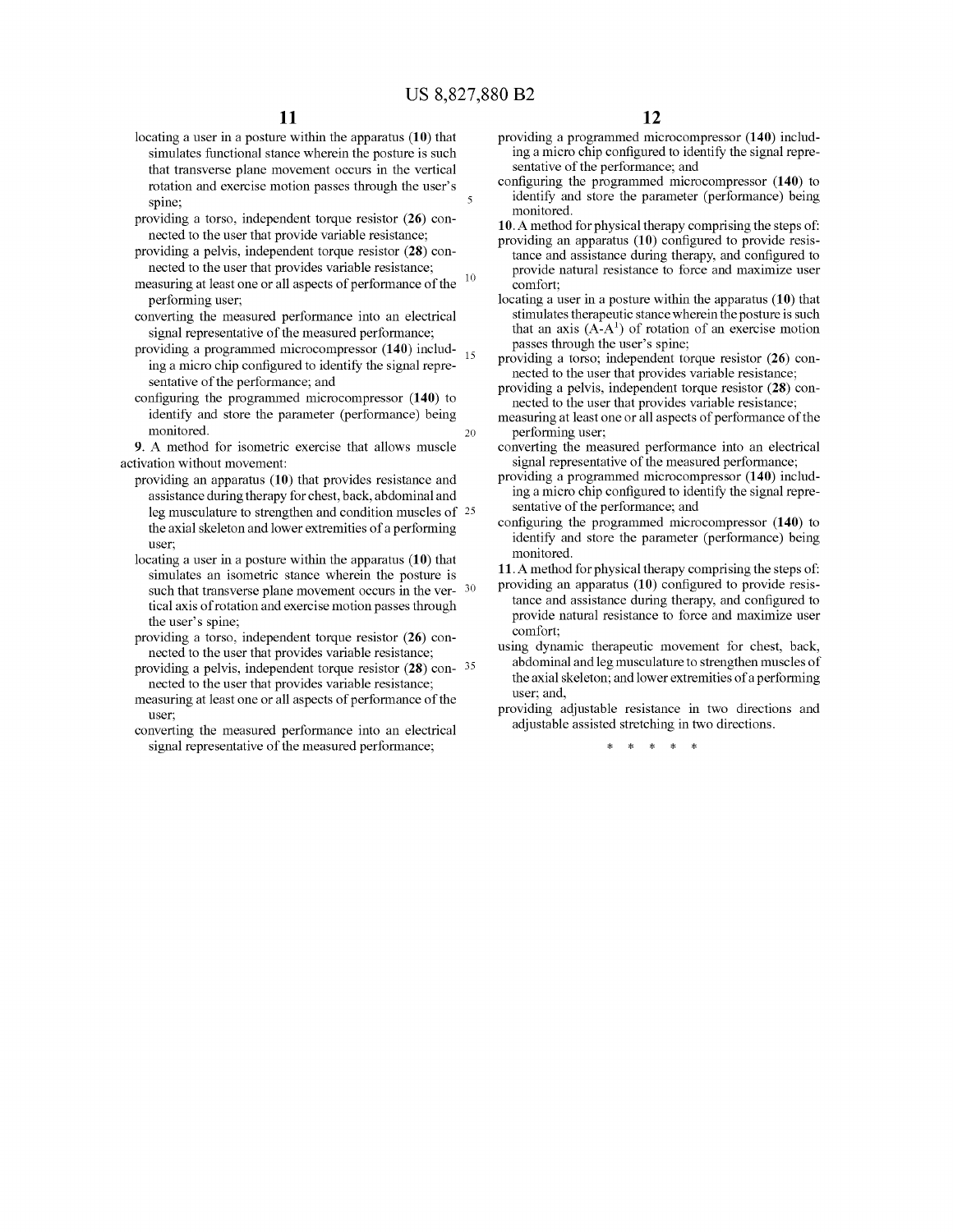locating a user in a posture within the apparatus (**10**) that simulates functional stance wherein the posture is such that transverse plane movement occurs in the vertical rotation and exercise motion passes through the user's spine;

providing a torso, independent torque resistor (**26**) connected to the user that provide variable resistance;

providing a pelvis, independent torque resistor (**28**) connected to the user that provides variable resistance;

measuring at least one or all aspects of performance of the performing user;

converting the measured performance into an electrical signal representative of the measured performance;

providing a programmed microcompressor (**140**) including a micro chip configured to identify the signal representative of the performance; and

configuring the programmed microcompressor (**140**) to identify and store the parameter (performance) being monitored.

**9**. A method for isometric exercise that allows muscle activation without movement:

providing an apparatus (**10**) that provides resistance and assistance during therapy for chest, back, abdominal and leg musculature to strengthen and condition muscles of the axial skeleton and lower extremities of a performing user;

locating a user in a posture within the apparatus (**10**) that simulates an isometric stance wherein the posture is such that transverse plane movement occurs in the vertical axis of rotation and exercise motion passes through the user's spine;

providing a torso, independent torque resistor (**26**) connected to the user that provides variable resistance;

providing a pelvis, independent torque resistor (**28**) connected to the user that provides variable resistance;

measuring at least one or all aspects of performance of the user;

converting the measured performance into an electrical signal representative of the measured performance;

providing a programmed microcompressor (**140**) including a micro chip configured to identify the signal representative of the performance; and

configuring the programmed microcompressor (**140**) to identify and store the parameter (performance) being monitored.

**10**. A method for physical therapy comprising the steps of:

providing an apparatus (**10**) configured to provide resistance and assistance during therapy, and configured to provide natural resistance to force and maximize user comfort;

locating a user in a posture within the apparatus (**10**) that stimulates therapeutic stance wherein the posture is such that an axis ($A$-$A^1$) of rotation of an exercise motion passes through the user's spine;

providing a torso; independent torque resistor (**26**) connected to the user that provides variable resistance;

providing a pelvis, independent torque resistor (**28**) connected to the user that provides variable resistance;

measuring at least one or all aspects of performance of the performing user;

converting the measured performance into an electrical signal representative of the measured performance;

providing a programmed microcompressor (**140**) including a micro chip configured to identify the signal representative of the performance; and

configuring the programmed microcompressor (**140**) to identify and store the parameter (performance) being monitored.

**11**. A method for physical therapy comprising the steps of:

providing an apparatus (**10**) configured to provide resistance and assistance during therapy, and configured to provide natural resistance to force and maximize user comfort;

using dynamic therapeutic movement for chest, back, abdominal and leg musculature to strengthen muscles of the axial skeleton; and lower extremities of a performing user; and,

providing adjustable resistance in two directions and adjustable assisted stretching in two directions.

* * * * *